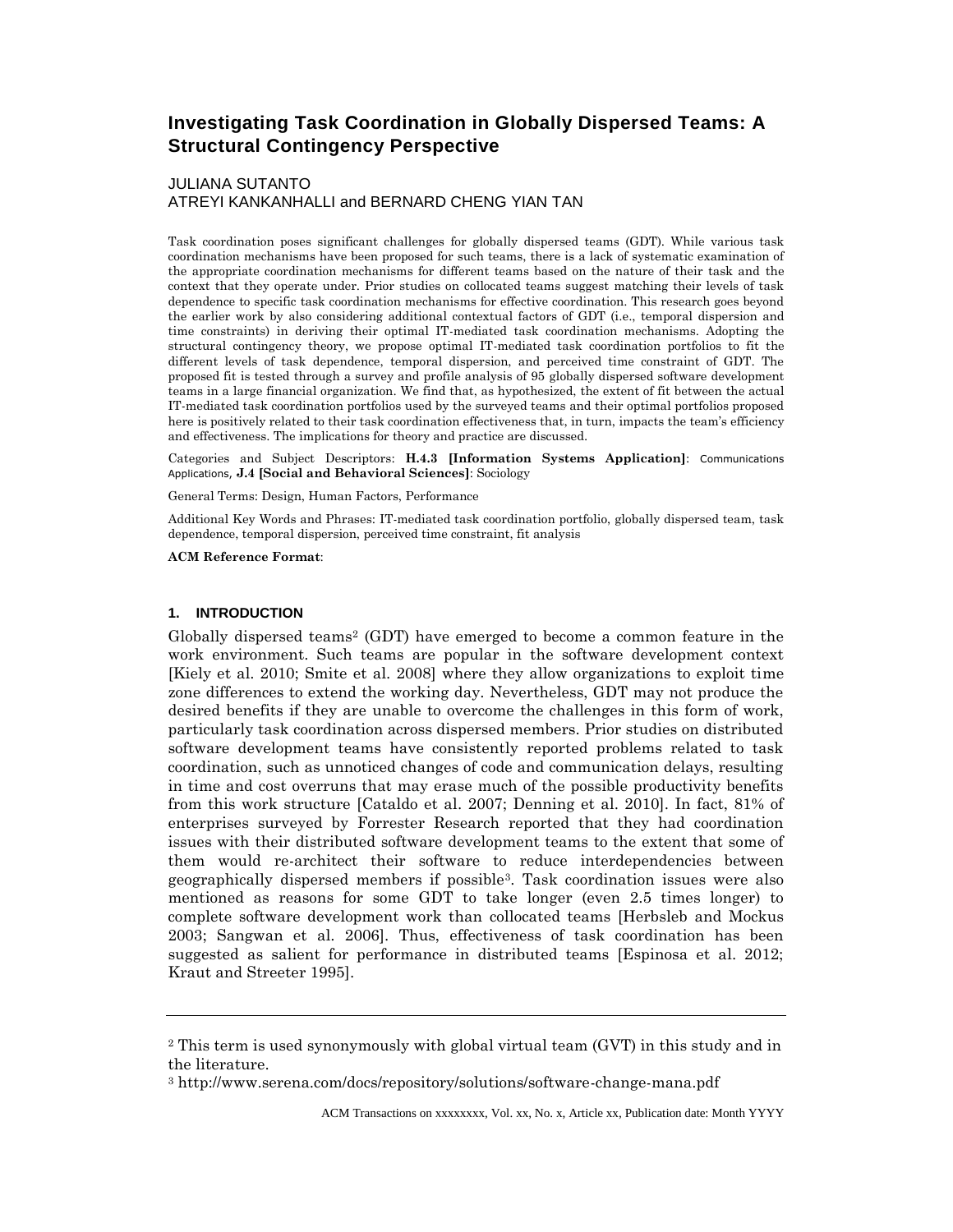# Investigating Task Coordination in Globally Dispersed Teams: A Structural Contingency Perspective

JULIANA SUTANTO
ATREYI KANKANHALLI and BERNARD CHENG YIAN TAN

Task coordination poses significant challenges for globally dispersed teams (GDT). While various task coordination mechanisms have been proposed for such teams, there is a lack of systematic examination of the appropriate coordination mechanisms for different teams based on the nature of their task and the context that they operate under. Prior studies on collocated teams suggest matching their levels of task dependence to specific task coordination mechanisms for effective coordination. This research goes beyond the earlier work by also considering additional contextual factors of GDT (i.e., temporal dispersion and time constraints) in deriving their optimal IT-mediated task coordination mechanisms. Adopting the structural contingency theory, we propose optimal IT-mediated task coordination portfolios to fit the different levels of task dependence, temporal dispersion, and perceived time constraint of GDT. The proposed fit is tested through a survey and profile analysis of 95 globally dispersed software development teams in a large financial organization. We find that, as hypothesized, the extent of fit between the actual IT-mediated task coordination portfolios used by the surveyed teams and their optimal portfolios proposed here is positively related to their task coordination effectiveness that, in turn, impacts the team's efficiency and effectiveness. The implications for theory and practice are discussed.

Categories and Subject Descriptors: **H.4.3 [Information Systems Application]**: Communications Applications, **J.4 [Social and Behavioral Sciences]**: Sociology

General Terms: Design, Human Factors, Performance

Additional Key Words and Phrases: IT-mediated task coordination portfolio, globally dispersed team, task dependence, temporal dispersion, perceived time constraint, fit analysis

**ACM Reference Format**:

## 1. INTRODUCTION

Globally dispersed teams[2] (GDT) have emerged to become a common feature in the work environment. Such teams are popular in the software development context [Kiely et al. 2010; Smite et al. 2008] where they allow organizations to exploit time zone differences to extend the working day. Nevertheless, GDT may not produce the desired benefits if they are unable to overcome the challenges in this form of work, particularly task coordination across dispersed members. Prior studies on distributed software development teams have consistently reported problems related to task coordination, such as unnoticed changes of code and communication delays, resulting in time and cost overruns that may erase much of the possible productivity benefits from this work structure [Cataldo et al. 2007; Denning et al. 2010]. In fact, 81% of enterprises surveyed by Forrester Research reported that they had coordination issues with their distributed software development teams to the extent that some of them would re-architect their software to reduce interdependencies between geographically dispersed members if possible[3]. Task coordination issues were also mentioned as reasons for some GDT to take longer (even 2.5 times longer) to complete software development work than collocated teams [Herbsleb and Mockus 2003; Sangwan et al. 2006]. Thus, effectiveness of task coordination has been suggested as salient for performance in distributed teams [Espinosa et al. 2012; Kraut and Streeter 1995].

[2] This term is used synonymously with global virtual team (GVT) in this study and in the literature.

[3] http://www.serena.com/docs/repository/solutions/software-change-mana.pdf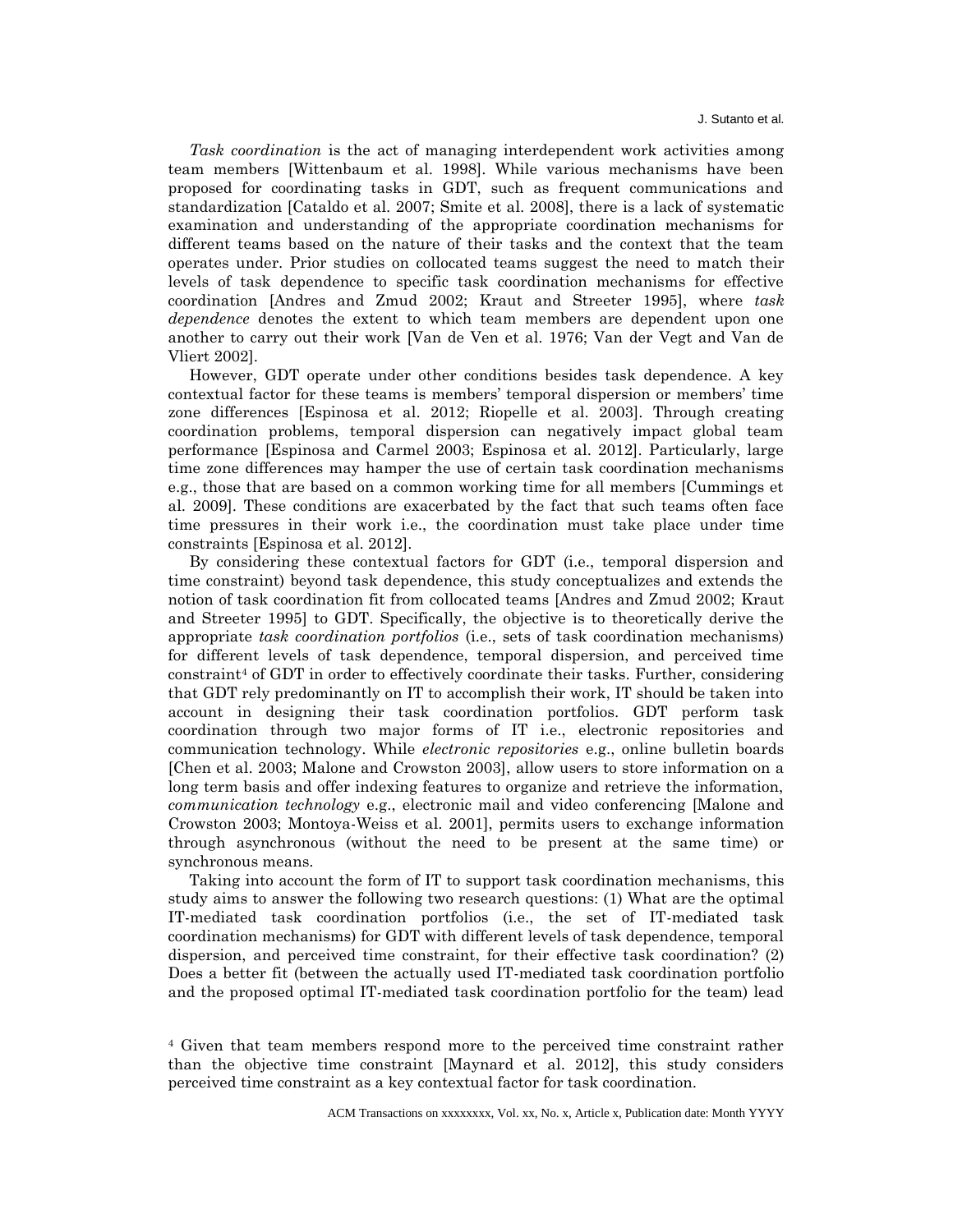*Task coordination* is the act of managing interdependent work activities among team members [Wittenbaum et al. 1998]. While various mechanisms have been proposed for coordinating tasks in GDT, such as frequent communications and standardization [Cataldo et al. 2007; Smite et al. 2008], there is a lack of systematic examination and understanding of the appropriate coordination mechanisms for different teams based on the nature of their tasks and the context that the team operates under. Prior studies on collocated teams suggest the need to match their levels of task dependence to specific task coordination mechanisms for effective coordination [Andres and Zmud 2002; Kraut and Streeter 1995], where *task dependence* denotes the extent to which team members are dependent upon one another to carry out their work [Van de Ven et al. 1976; Van der Vegt and Van de Vliert 2002].

However, GDT operate under other conditions besides task dependence. A key contextual factor for these teams is members' temporal dispersion or members' time zone differences [Espinosa et al. 2012; Riopelle et al. 2003]. Through creating coordination problems, temporal dispersion can negatively impact global team performance [Espinosa and Carmel 2003; Espinosa et al. 2012]. Particularly, large time zone differences may hamper the use of certain task coordination mechanisms e.g., those that are based on a common working time for all members [Cummings et al. 2009]. These conditions are exacerbated by the fact that such teams often face time pressures in their work i.e., the coordination must take place under time constraints [Espinosa et al. 2012].

By considering these contextual factors for GDT (i.e., temporal dispersion and time constraint) beyond task dependence, this study conceptualizes and extends the notion of task coordination fit from collocated teams [Andres and Zmud 2002; Kraut and Streeter 1995] to GDT. Specifically, the objective is to theoretically derive the appropriate *task coordination portfolios* (i.e., sets of task coordination mechanisms) for different levels of task dependence, temporal dispersion, and perceived time constraint[4] of GDT in order to effectively coordinate their tasks. Further, considering that GDT rely predominantly on IT to accomplish their work, IT should be taken into account in designing their task coordination portfolios. GDT perform task coordination through two major forms of IT i.e., electronic repositories and communication technology. While *electronic repositories* e.g., online bulletin boards [Chen et al. 2003; Malone and Crowston 2003], allow users to store information on a long term basis and offer indexing features to organize and retrieve the information, *communication technology* e.g., electronic mail and video conferencing [Malone and Crowston 2003; Montoya-Weiss et al. 2001], permits users to exchange information through asynchronous (without the need to be present at the same time) or synchronous means.

Taking into account the form of IT to support task coordination mechanisms, this study aims to answer the following two research questions: (1) What are the optimal IT-mediated task coordination portfolios (i.e., the set of IT-mediated task coordination mechanisms) for GDT with different levels of task dependence, temporal dispersion, and perceived time constraint, for their effective task coordination? (2) Does a better fit (between the actually used IT-mediated task coordination portfolio and the proposed optimal IT-mediated task coordination portfolio for the team) lead

[4] Given that team members respond more to the perceived time constraint rather than the objective time constraint [Maynard et al. 2012], this study considers perceived time constraint as a key contextual factor for task coordination.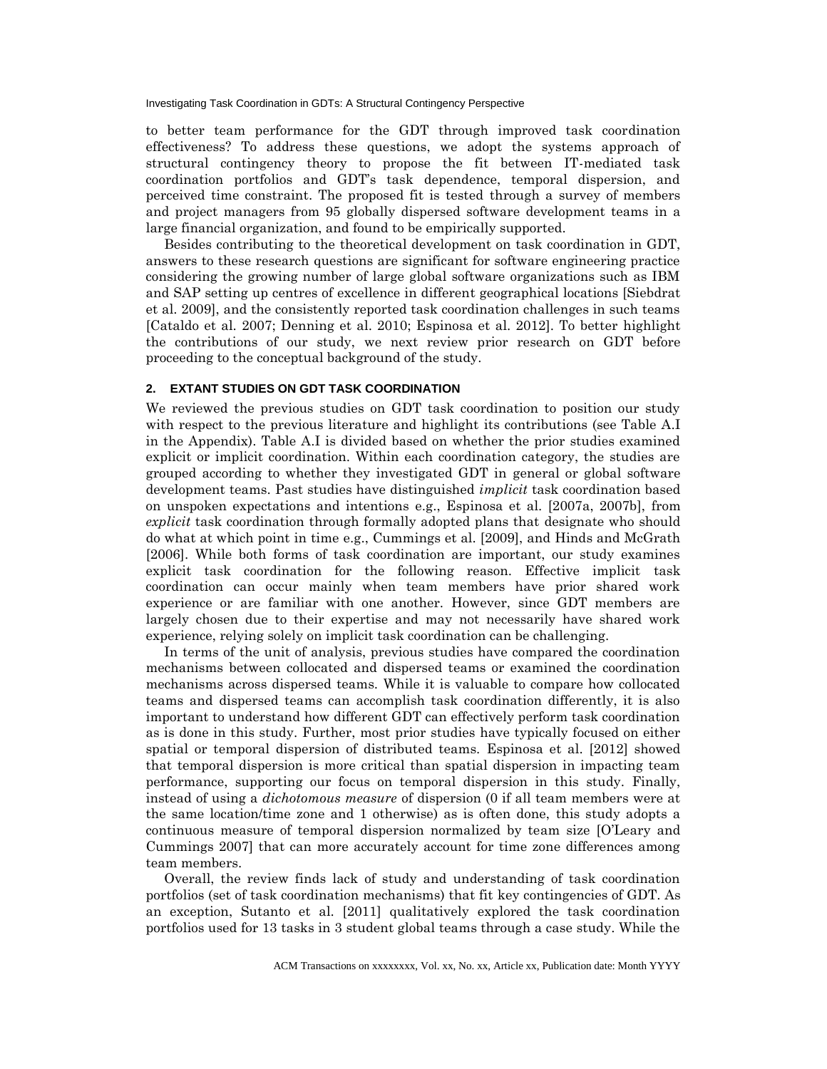to better team performance for the GDT through improved task coordination effectiveness? To address these questions, we adopt the systems approach of structural contingency theory to propose the fit between IT-mediated task coordination portfolios and GDT's task dependence, temporal dispersion, and perceived time constraint. The proposed fit is tested through a survey of members and project managers from 95 globally dispersed software development teams in a large financial organization, and found to be empirically supported.

Besides contributing to the theoretical development on task coordination in GDT, answers to these research questions are significant for software engineering practice considering the growing number of large global software organizations such as IBM and SAP setting up centres of excellence in different geographical locations [Siebdrat et al. 2009], and the consistently reported task coordination challenges in such teams [Cataldo et al. 2007; Denning et al. 2010; Espinosa et al. 2012]. To better highlight the contributions of our study, we next review prior research on GDT before proceeding to the conceptual background of the study.

## 2. EXTANT STUDIES ON GDT TASK COORDINATION

We reviewed the previous studies on GDT task coordination to position our study with respect to the previous literature and highlight its contributions (see Table A.I in the Appendix). Table A.I is divided based on whether the prior studies examined explicit or implicit coordination. Within each coordination category, the studies are grouped according to whether they investigated GDT in general or global software development teams. Past studies have distinguished *implicit* task coordination based on unspoken expectations and intentions e.g., Espinosa et al. [2007a, 2007b], from *explicit* task coordination through formally adopted plans that designate who should do what at which point in time e.g., Cummings et al. [2009], and Hinds and McGrath [2006]. While both forms of task coordination are important, our study examines explicit task coordination for the following reason. Effective implicit task coordination can occur mainly when team members have prior shared work experience or are familiar with one another. However, since GDT members are largely chosen due to their expertise and may not necessarily have shared work experience, relying solely on implicit task coordination can be challenging.

In terms of the unit of analysis, previous studies have compared the coordination mechanisms between collocated and dispersed teams or examined the coordination mechanisms across dispersed teams. While it is valuable to compare how collocated teams and dispersed teams can accomplish task coordination differently, it is also important to understand how different GDT can effectively perform task coordination as is done in this study. Further, most prior studies have typically focused on either spatial or temporal dispersion of distributed teams. Espinosa et al. [2012] showed that temporal dispersion is more critical than spatial dispersion in impacting team performance, supporting our focus on temporal dispersion in this study. Finally, instead of using a *dichotomous measure* of dispersion (0 if all team members were at the same location/time zone and 1 otherwise) as is often done, this study adopts a continuous measure of temporal dispersion normalized by team size [O'Leary and Cummings 2007] that can more accurately account for time zone differences among team members.

Overall, the review finds lack of study and understanding of task coordination portfolios (set of task coordination mechanisms) that fit key contingencies of GDT. As an exception, Sutanto et al. [2011] qualitatively explored the task coordination portfolios used for 13 tasks in 3 student global teams through a case study. While the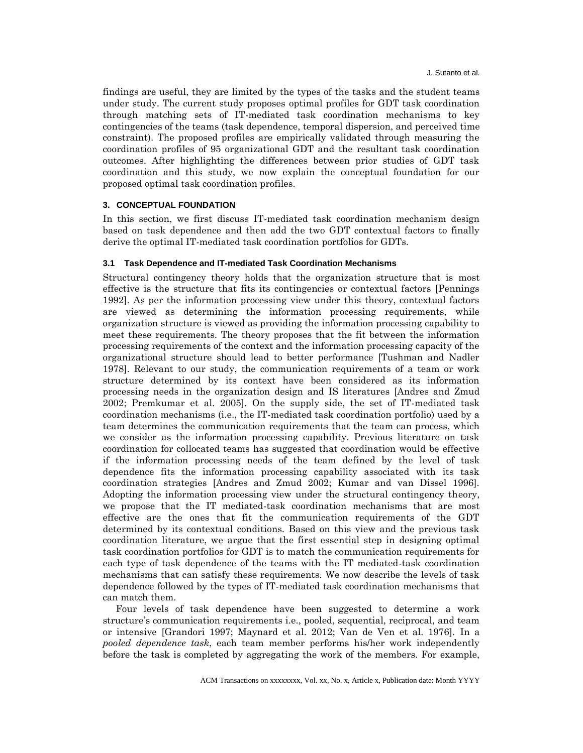findings are useful, they are limited by the types of the tasks and the student teams under study. The current study proposes optimal profiles for GDT task coordination through matching sets of IT-mediated task coordination mechanisms to key contingencies of the teams (task dependence, temporal dispersion, and perceived time constraint). The proposed profiles are empirically validated through measuring the coordination profiles of 95 organizational GDT and the resultant task coordination outcomes. After highlighting the differences between prior studies of GDT task coordination and this study, we now explain the conceptual foundation for our proposed optimal task coordination profiles.

## 3. CONCEPTUAL FOUNDATION

In this section, we first discuss IT-mediated task coordination mechanism design based on task dependence and then add the two GDT contextual factors to finally derive the optimal IT-mediated task coordination portfolios for GDTs.

### 3.1 Task Dependence and IT-mediated Task Coordination Mechanisms

Structural contingency theory holds that the organization structure that is most effective is the structure that fits its contingencies or contextual factors [Pennings 1992]. As per the information processing view under this theory, contextual factors are viewed as determining the information processing requirements, while organization structure is viewed as providing the information processing capability to meet these requirements. The theory proposes that the fit between the information processing requirements of the context and the information processing capacity of the organizational structure should lead to better performance [Tushman and Nadler 1978]. Relevant to our study, the communication requirements of a team or work structure determined by its context have been considered as its information processing needs in the organization design and IS literatures [Andres and Zmud 2002; Premkumar et al. 2005]. On the supply side, the set of IT-mediated task coordination mechanisms (i.e., the IT-mediated task coordination portfolio) used by a team determines the communication requirements that the team can process, which we consider as the information processing capability. Previous literature on task coordination for collocated teams has suggested that coordination would be effective if the information processing needs of the team defined by the level of task dependence fits the information processing capability associated with its task coordination strategies [Andres and Zmud 2002; Kumar and van Dissel 1996]. Adopting the information processing view under the structural contingency theory, we propose that the IT mediated-task coordination mechanisms that are most effective are the ones that fit the communication requirements of the GDT determined by its contextual conditions. Based on this view and the previous task coordination literature, we argue that the first essential step in designing optimal task coordination portfolios for GDT is to match the communication requirements for each type of task dependence of the teams with the IT mediated-task coordination mechanisms that can satisfy these requirements. We now describe the levels of task dependence followed by the types of IT-mediated task coordination mechanisms that can match them.

Four levels of task dependence have been suggested to determine a work structure's communication requirements i.e., pooled, sequential, reciprocal, and team or intensive [Grandori 1997; Maynard et al. 2012; Van de Ven et al. 1976]. In a *pooled dependence task*, each team member performs his/her work independently before the task is completed by aggregating the work of the members. For example,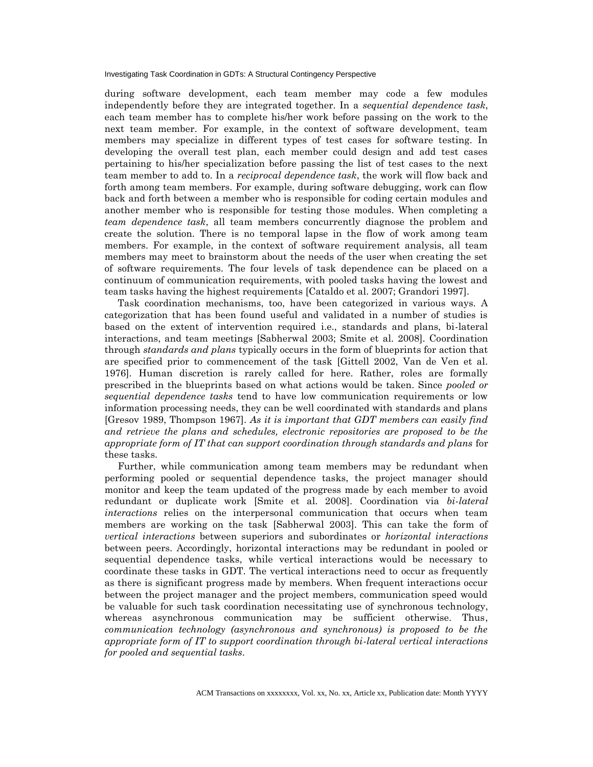during software development, each team member may code a few modules independently before they are integrated together. In a *sequential dependence task*, each team member has to complete his/her work before passing on the work to the next team member. For example, in the context of software development, team members may specialize in different types of test cases for software testing. In developing the overall test plan, each member could design and add test cases pertaining to his/her specialization before passing the list of test cases to the next team member to add to. In a *reciprocal dependence task*, the work will flow back and forth among team members. For example, during software debugging, work can flow back and forth between a member who is responsible for coding certain modules and another member who is responsible for testing those modules. When completing a *team dependence task*, all team members concurrently diagnose the problem and create the solution. There is no temporal lapse in the flow of work among team members. For example, in the context of software requirement analysis, all team members may meet to brainstorm about the needs of the user when creating the set of software requirements. The four levels of task dependence can be placed on a continuum of communication requirements, with pooled tasks having the lowest and team tasks having the highest requirements [Cataldo et al. 2007; Grandori 1997].

Task coordination mechanisms, too, have been categorized in various ways. A categorization that has been found useful and validated in a number of studies is based on the extent of intervention required i.e., standards and plans, bi-lateral interactions, and team meetings [Sabherwal 2003; Smite et al. 2008]. Coordination through *standards and plans* typically occurs in the form of blueprints for action that are specified prior to commencement of the task [Gittell 2002, Van de Ven et al. 1976]. Human discretion is rarely called for here. Rather, roles are formally prescribed in the blueprints based on what actions would be taken. Since *pooled or sequential dependence tasks* tend to have low communication requirements or low information processing needs, they can be well coordinated with standards and plans [Gresov 1989, Thompson 1967]. *As it is important that GDT members can easily find and retrieve the plans and schedules, electronic repositories are proposed to be the appropriate form of IT that can support coordination through standards and plans* for these tasks.

Further, while communication among team members may be redundant when performing pooled or sequential dependence tasks, the project manager should monitor and keep the team updated of the progress made by each member to avoid redundant or duplicate work [Smite et al. 2008]. Coordination via *bi-lateral interactions* relies on the interpersonal communication that occurs when team members are working on the task [Sabherwal 2003]. This can take the form of *vertical interactions* between superiors and subordinates or *horizontal interactions* between peers. Accordingly, horizontal interactions may be redundant in pooled or sequential dependence tasks, while vertical interactions would be necessary to coordinate these tasks in GDT. The vertical interactions need to occur as frequently as there is significant progress made by members. When frequent interactions occur between the project manager and the project members, communication speed would be valuable for such task coordination necessitating use of synchronous technology, whereas asynchronous communication may be sufficient otherwise. Thus, *communication technology (asynchronous and synchronous) is proposed to be the appropriate form of IT to support coordination through bi-lateral vertical interactions for pooled and sequential tasks*.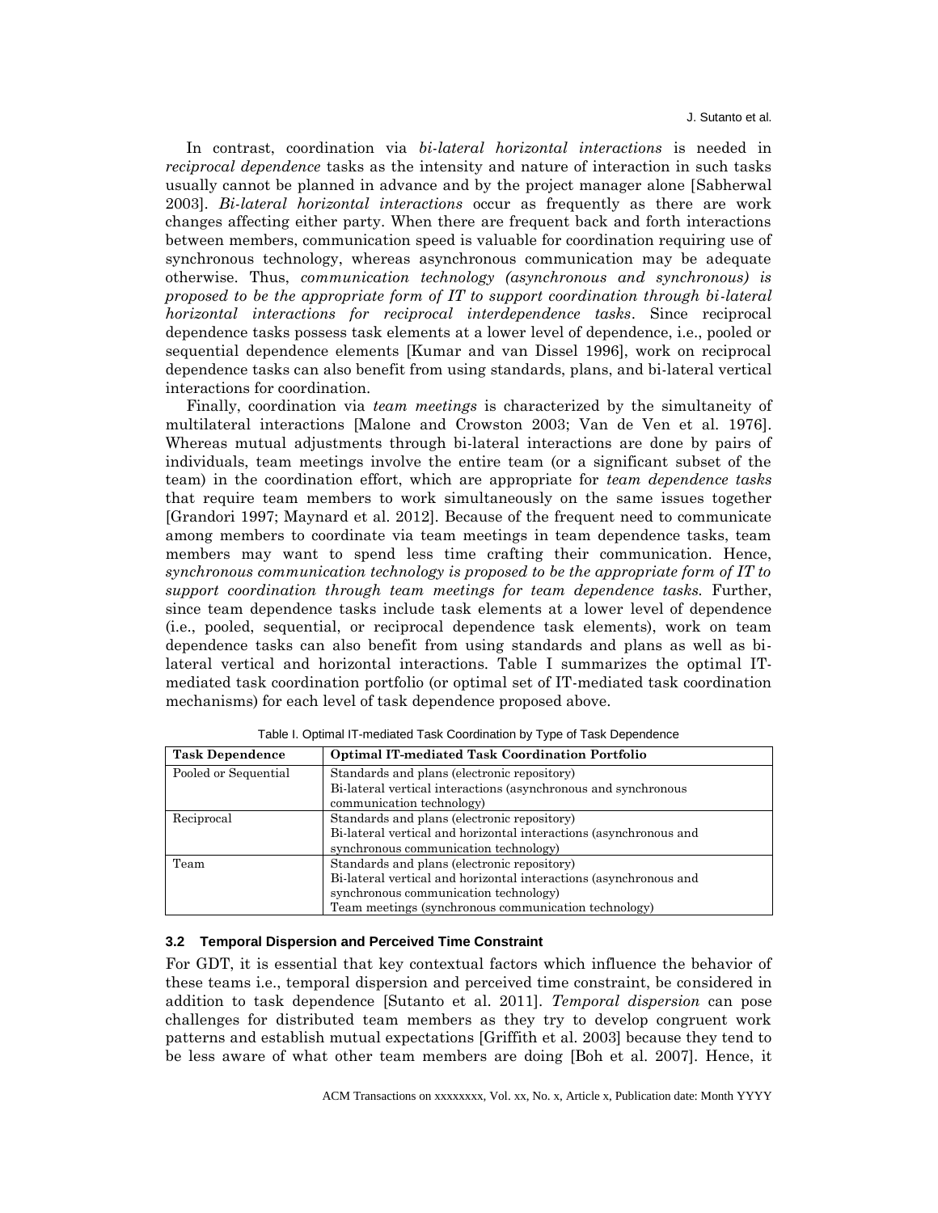In contrast, coordination via *bi-lateral horizontal interactions* is needed in *reciprocal dependence* tasks as the intensity and nature of interaction in such tasks usually cannot be planned in advance and by the project manager alone [Sabherwal 2003]. *Bi-lateral horizontal interactions* occur as frequently as there are work changes affecting either party. When there are frequent back and forth interactions between members, communication speed is valuable for coordination requiring use of synchronous technology, whereas asynchronous communication may be adequate otherwise. Thus, *communication technology (asynchronous and synchronous) is proposed to be the appropriate form of IT to support coordination through bi-lateral horizontal interactions for reciprocal interdependence tasks*. Since reciprocal dependence tasks possess task elements at a lower level of dependence, i.e., pooled or sequential dependence elements [Kumar and van Dissel 1996], work on reciprocal dependence tasks can also benefit from using standards, plans, and bi-lateral vertical interactions for coordination.

Finally, coordination via *team meetings* is characterized by the simultaneity of multilateral interactions [Malone and Crowston 2003; Van de Ven et al. 1976]. Whereas mutual adjustments through bi-lateral interactions are done by pairs of individuals, team meetings involve the entire team (or a significant subset of the team) in the coordination effort, which are appropriate for *team dependence tasks* that require team members to work simultaneously on the same issues together [Grandori 1997; Maynard et al. 2012]. Because of the frequent need to communicate among members to coordinate via team meetings in team dependence tasks, team members may want to spend less time crafting their communication. Hence, *synchronous communication technology is proposed to be the appropriate form of IT to support coordination through team meetings for team dependence tasks.* Further, since team dependence tasks include task elements at a lower level of dependence (i.e., pooled, sequential, or reciprocal dependence task elements), work on team dependence tasks can also benefit from using standards and plans as well as bi-lateral vertical and horizontal interactions. Table I summarizes the optimal IT-mediated task coordination portfolio (or optimal set of IT-mediated task coordination mechanisms) for each level of task dependence proposed above.

Table I. Optimal IT-mediated Task Coordination by Type of Task Dependence

| Task Dependence | Optimal IT-mediated Task Coordination Portfolio |
|---|---|
| Pooled or Sequential | Standards and plans (electronic repository)<br>Bi-lateral vertical interactions (asynchronous and synchronous communication technology) |
| Reciprocal | Standards and plans (electronic repository)<br>Bi-lateral vertical and horizontal interactions (asynchronous and synchronous communication technology) |
| Team | Standards and plans (electronic repository)<br>Bi-lateral vertical and horizontal interactions (asynchronous and synchronous communication technology)<br>Team meetings (synchronous communication technology) |

### 3.2 Temporal Dispersion and Perceived Time Constraint

For GDT, it is essential that key contextual factors which influence the behavior of these teams i.e., temporal dispersion and perceived time constraint, be considered in addition to task dependence [Sutanto et al. 2011]. *Temporal dispersion* can pose challenges for distributed team members as they try to develop congruent work patterns and establish mutual expectations [Griffith et al. 2003] because they tend to be less aware of what other team members are doing [Boh et al. 2007]. Hence, it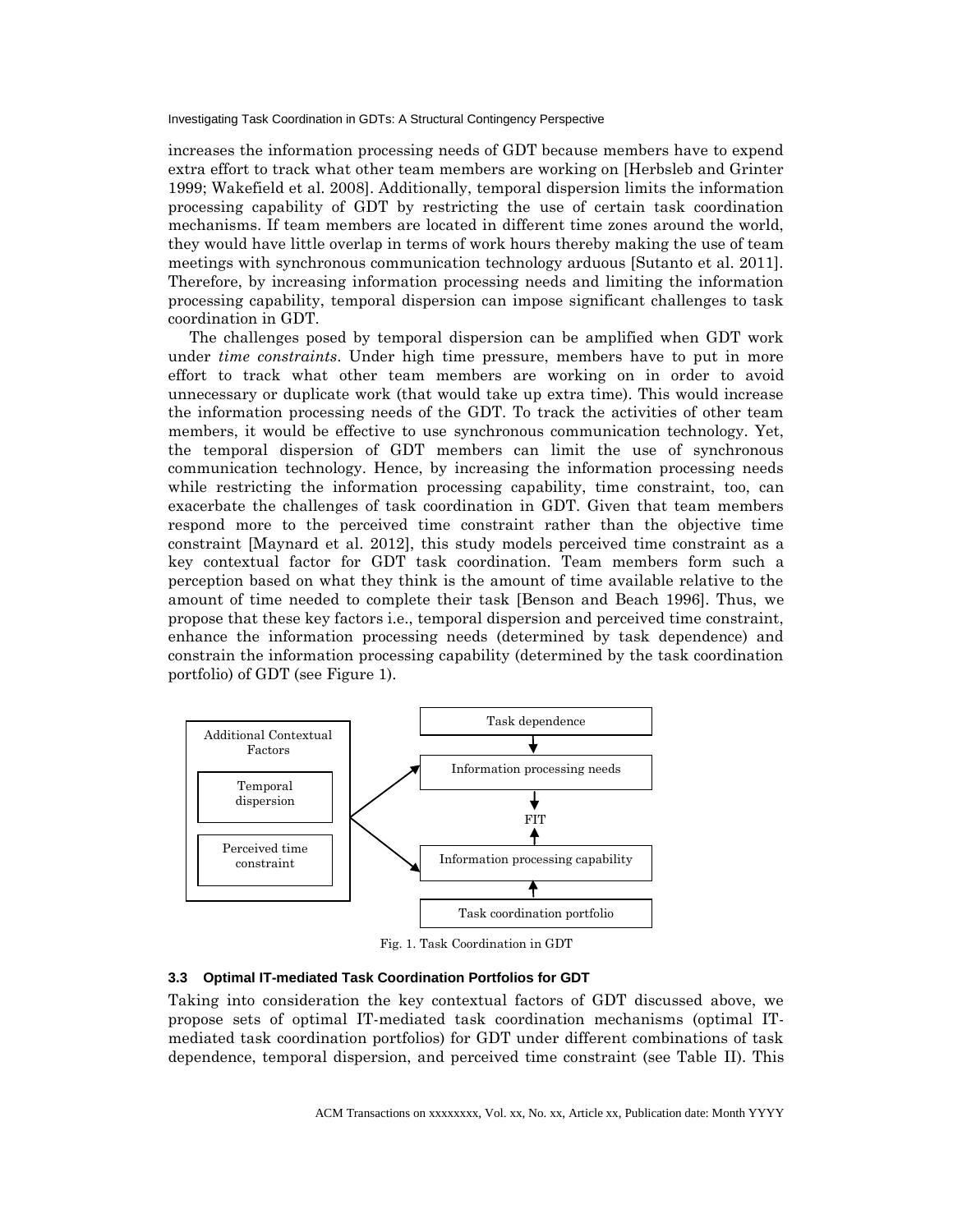increases the information processing needs of GDT because members have to expend extra effort to track what other team members are working on [Herbsleb and Grinter 1999; Wakefield et al. 2008]. Additionally, temporal dispersion limits the information processing capability of GDT by restricting the use of certain task coordination mechanisms. If team members are located in different time zones around the world, they would have little overlap in terms of work hours thereby making the use of team meetings with synchronous communication technology arduous [Sutanto et al. 2011]. Therefore, by increasing information processing needs and limiting the information processing capability, temporal dispersion can impose significant challenges to task coordination in GDT.

The challenges posed by temporal dispersion can be amplified when GDT work under *time constraints*. Under high time pressure, members have to put in more effort to track what other team members are working on in order to avoid unnecessary or duplicate work (that would take up extra time). This would increase the information processing needs of the GDT. To track the activities of other team members, it would be effective to use synchronous communication technology. Yet, the temporal dispersion of GDT members can limit the use of synchronous communication technology. Hence, by increasing the information processing needs while restricting the information processing capability, time constraint, too, can exacerbate the challenges of task coordination in GDT. Given that team members respond more to the perceived time constraint rather than the objective time constraint [Maynard et al. 2012], this study models perceived time constraint as a key contextual factor for GDT task coordination. Team members form such a perception based on what they think is the amount of time available relative to the amount of time needed to complete their task [Benson and Beach 1996]. Thus, we propose that these key factors i.e., temporal dispersion and perceived time constraint, enhance the information processing needs (determined by task dependence) and constrain the information processing capability (determined by the task coordination portfolio) of GDT (see Figure 1).

Additional Contextual Factors: Temporal dispersion; Perceived time constraint → Information processing needs (← Task dependence) — FIT — Information processing capability (← Task coordination portfolio)

Fig. 1. Task Coordination in GDT

### 3.3 Optimal IT-mediated Task Coordination Portfolios for GDT

Taking into consideration the key contextual factors of GDT discussed above, we propose sets of optimal IT-mediated task coordination mechanisms (optimal IT-mediated task coordination portfolios) for GDT under different combinations of task dependence, temporal dispersion, and perceived time constraint (see Table II). This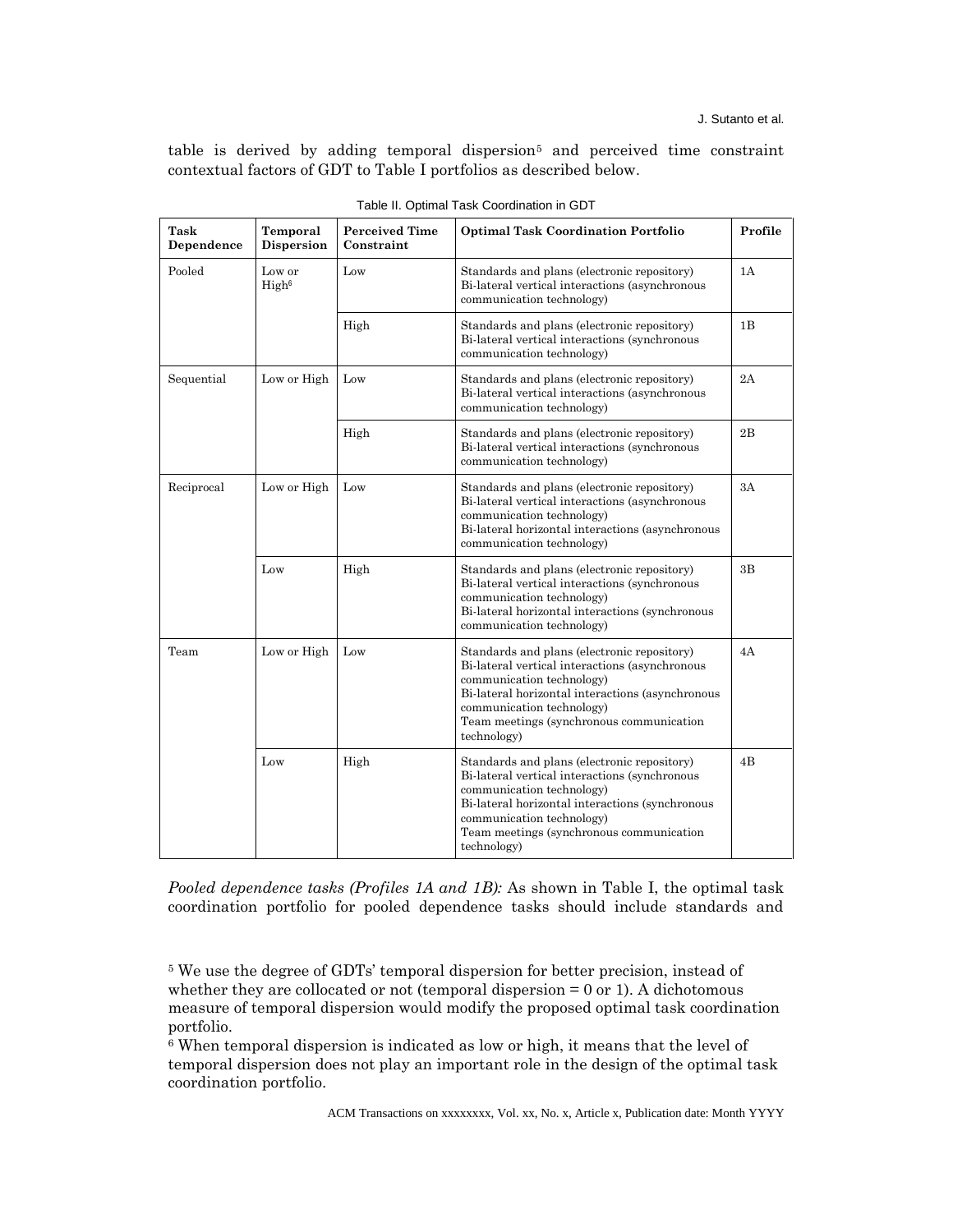table is derived by adding temporal dispersion[5] and perceived time constraint contextual factors of GDT to Table I portfolios as described below.

Table II. Optimal Task Coordination in GDT

| Task Dependence | Temporal Dispersion | Perceived Time Constraint | Optimal Task Coordination Portfolio | Profile |
|---|---|---|---|---|
| Pooled | Low or High[6] | Low | Standards and plans (electronic repository)<br>Bi-lateral vertical interactions (asynchronous communication technology) | 1A |
| | | High | Standards and plans (electronic repository)<br>Bi-lateral vertical interactions (synchronous communication technology) | 1B |
| Sequential | Low or High | Low | Standards and plans (electronic repository)<br>Bi-lateral vertical interactions (asynchronous communication technology) | 2A |
| | | High | Standards and plans (electronic repository)<br>Bi-lateral vertical interactions (synchronous communication technology) | 2B |
| Reciprocal | Low or High | Low | Standards and plans (electronic repository)<br>Bi-lateral vertical interactions (asynchronous communication technology)<br>Bi-lateral horizontal interactions (asynchronous communication technology) | 3A |
| | Low | High | Standards and plans (electronic repository)<br>Bi-lateral vertical interactions (synchronous communication technology)<br>Bi-lateral horizontal interactions (synchronous communication technology) | 3B |
| Team | Low or High | Low | Standards and plans (electronic repository)<br>Bi-lateral vertical interactions (asynchronous communication technology)<br>Bi-lateral horizontal interactions (asynchronous communication technology)<br>Team meetings (synchronous communication technology) | 4A |
| | Low | High | Standards and plans (electronic repository)<br>Bi-lateral vertical interactions (synchronous communication technology)<br>Bi-lateral horizontal interactions (synchronous communication technology)<br>Team meetings (synchronous communication technology) | 4B |

*Pooled dependence tasks (Profiles 1A and 1B):* As shown in Table I, the optimal task coordination portfolio for pooled dependence tasks should include standards and

[5] We use the degree of GDTs' temporal dispersion for better precision, instead of whether they are collocated or not (temporal dispersion = 0 or 1). A dichotomous measure of temporal dispersion would modify the proposed optimal task coordination portfolio.

[6] When temporal dispersion is indicated as low or high, it means that the level of temporal dispersion does not play an important role in the design of the optimal task coordination portfolio.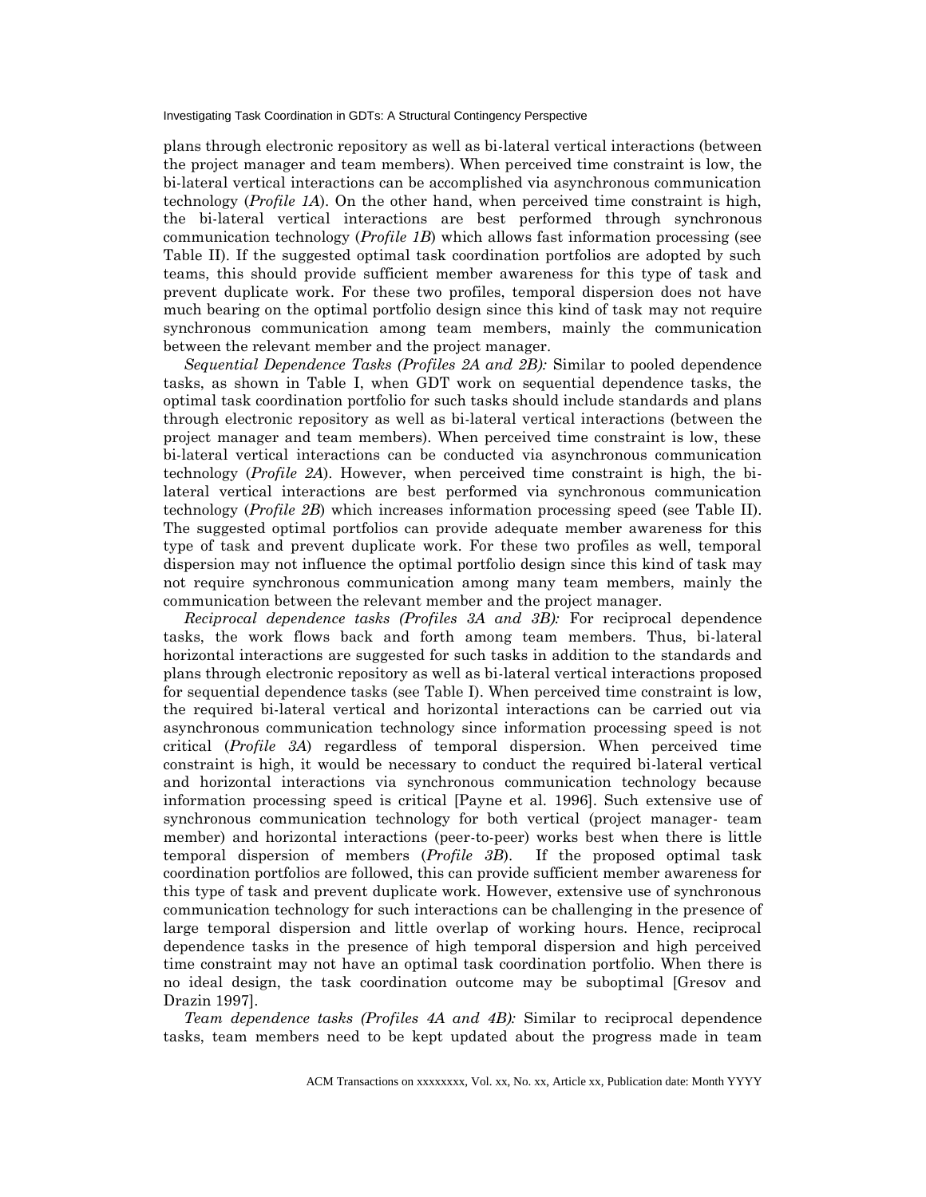plans through electronic repository as well as bi-lateral vertical interactions (between the project manager and team members). When perceived time constraint is low, the bi-lateral vertical interactions can be accomplished via asynchronous communication technology (*Profile 1A*). On the other hand, when perceived time constraint is high, the bi-lateral vertical interactions are best performed through synchronous communication technology (*Profile 1B*) which allows fast information processing (see Table II). If the suggested optimal task coordination portfolios are adopted by such teams, this should provide sufficient member awareness for this type of task and prevent duplicate work. For these two profiles, temporal dispersion does not have much bearing on the optimal portfolio design since this kind of task may not require synchronous communication among team members, mainly the communication between the relevant member and the project manager.

*Sequential Dependence Tasks (Profiles 2A and 2B):* Similar to pooled dependence tasks, as shown in Table I, when GDT work on sequential dependence tasks, the optimal task coordination portfolio for such tasks should include standards and plans through electronic repository as well as bi-lateral vertical interactions (between the project manager and team members). When perceived time constraint is low, these bi-lateral vertical interactions can be conducted via asynchronous communication technology (*Profile 2A*). However, when perceived time constraint is high, the bi-lateral vertical interactions are best performed via synchronous communication technology (*Profile 2B*) which increases information processing speed (see Table II). The suggested optimal portfolios can provide adequate member awareness for this type of task and prevent duplicate work. For these two profiles as well, temporal dispersion may not influence the optimal portfolio design since this kind of task may not require synchronous communication among many team members, mainly the communication between the relevant member and the project manager.

*Reciprocal dependence tasks (Profiles 3A and 3B):* For reciprocal dependence tasks, the work flows back and forth among team members. Thus, bi-lateral horizontal interactions are suggested for such tasks in addition to the standards and plans through electronic repository as well as bi-lateral vertical interactions proposed for sequential dependence tasks (see Table I). When perceived time constraint is low, the required bi-lateral vertical and horizontal interactions can be carried out via asynchronous communication technology since information processing speed is not critical (*Profile 3A*) regardless of temporal dispersion. When perceived time constraint is high, it would be necessary to conduct the required bi-lateral vertical and horizontal interactions via synchronous communication technology because information processing speed is critical [Payne et al. 1996]. Such extensive use of synchronous communication technology for both vertical (project manager- team member) and horizontal interactions (peer-to-peer) works best when there is little temporal dispersion of members (*Profile 3B*). If the proposed optimal task coordination portfolios are followed, this can provide sufficient member awareness for this type of task and prevent duplicate work. However, extensive use of synchronous communication technology for such interactions can be challenging in the presence of large temporal dispersion and little overlap of working hours. Hence, reciprocal dependence tasks in the presence of high temporal dispersion and high perceived time constraint may not have an optimal task coordination portfolio. When there is no ideal design, the task coordination outcome may be suboptimal [Gresov and Drazin 1997].

*Team dependence tasks (Profiles 4A and 4B):* Similar to reciprocal dependence tasks, team members need to be kept updated about the progress made in team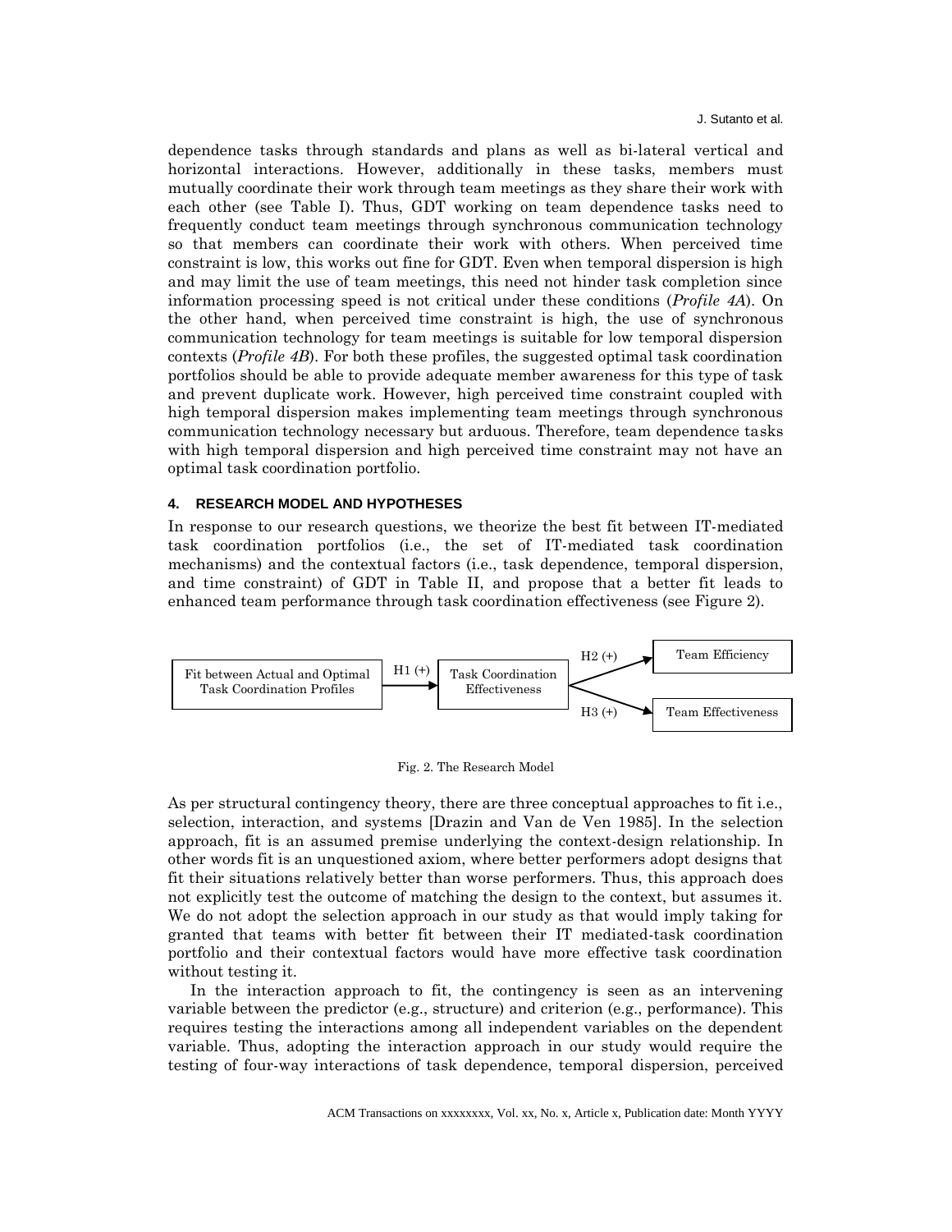dependence tasks through standards and plans as well as bi-lateral vertical and horizontal interactions. However, additionally in these tasks, members must mutually coordinate their work through team meetings as they share their work with each other (see Table I). Thus, GDT working on team dependence tasks need to frequently conduct team meetings through synchronous communication technology so that members can coordinate their work with others. When perceived time constraint is low, this works out fine for GDT. Even when temporal dispersion is high and may limit the use of team meetings, this need not hinder task completion since information processing speed is not critical under these conditions (*Profile 4A*). On the other hand, when perceived time constraint is high, the use of synchronous communication technology for team meetings is suitable for low temporal dispersion contexts (*Profile 4B*). For both these profiles, the suggested optimal task coordination portfolios should be able to provide adequate member awareness for this type of task and prevent duplicate work. However, high perceived time constraint coupled with high temporal dispersion makes implementing team meetings through synchronous communication technology necessary but arduous. Therefore, team dependence tasks with high temporal dispersion and high perceived time constraint may not have an optimal task coordination portfolio.

## 4. RESEARCH MODEL AND HYPOTHESES

In response to our research questions, we theorize the best fit between IT-mediated task coordination portfolios (i.e., the set of IT-mediated task coordination mechanisms) and the contextual factors (i.e., task dependence, temporal dispersion, and time constraint) of GDT in Table II, and propose that a better fit leads to enhanced team performance through task coordination effectiveness (see Figure 2).

Fit between Actual and Optimal Task Coordination Profiles → H1 (+) → Task Coordination Effectiveness → H2 (+) → Team Efficiency; Task Coordination Effectiveness → H3 (+) → Team Effectiveness

Fig. 2. The Research Model

As per structural contingency theory, there are three conceptual approaches to fit i.e., selection, interaction, and systems [Drazin and Van de Ven 1985]. In the selection approach, fit is an assumed premise underlying the context-design relationship. In other words fit is an unquestioned axiom, where better performers adopt designs that fit their situations relatively better than worse performers. Thus, this approach does not explicitly test the outcome of matching the design to the context, but assumes it. We do not adopt the selection approach in our study as that would imply taking for granted that teams with better fit between their IT mediated-task coordination portfolio and their contextual factors would have more effective task coordination without testing it.

In the interaction approach to fit, the contingency is seen as an intervening variable between the predictor (e.g., structure) and criterion (e.g., performance). This requires testing the interactions among all independent variables on the dependent variable. Thus, adopting the interaction approach in our study would require the testing of four-way interactions of task dependence, temporal dispersion, perceived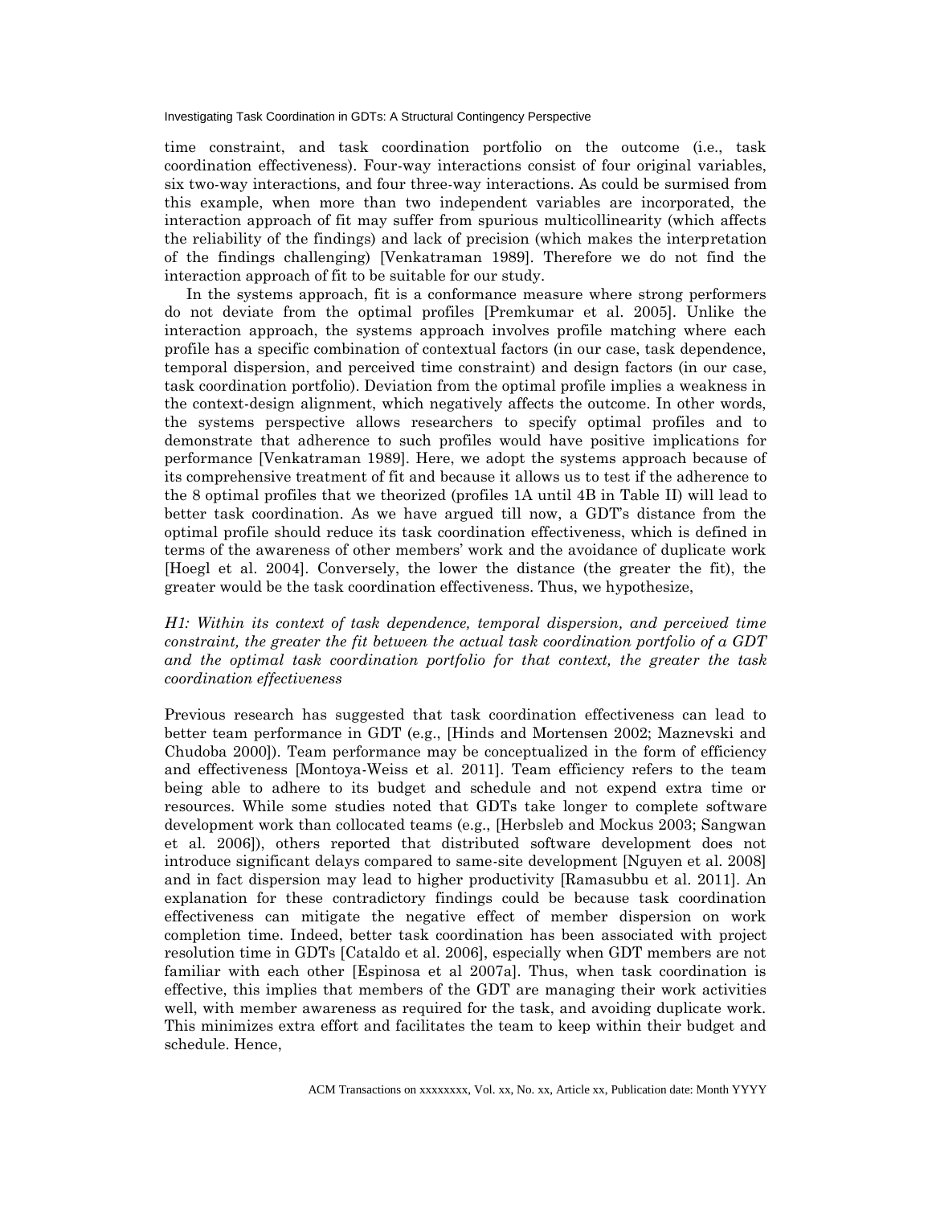time constraint, and task coordination portfolio on the outcome (i.e., task coordination effectiveness). Four-way interactions consist of four original variables, six two-way interactions, and four three-way interactions. As could be surmised from this example, when more than two independent variables are incorporated, the interaction approach of fit may suffer from spurious multicollinearity (which affects the reliability of the findings) and lack of precision (which makes the interpretation of the findings challenging) [Venkatraman 1989]. Therefore we do not find the interaction approach of fit to be suitable for our study.

In the systems approach, fit is a conformance measure where strong performers do not deviate from the optimal profiles [Premkumar et al. 2005]. Unlike the interaction approach, the systems approach involves profile matching where each profile has a specific combination of contextual factors (in our case, task dependence, temporal dispersion, and perceived time constraint) and design factors (in our case, task coordination portfolio). Deviation from the optimal profile implies a weakness in the context-design alignment, which negatively affects the outcome. In other words, the systems perspective allows researchers to specify optimal profiles and to demonstrate that adherence to such profiles would have positive implications for performance [Venkatraman 1989]. Here, we adopt the systems approach because of its comprehensive treatment of fit and because it allows us to test if the adherence to the 8 optimal profiles that we theorized (profiles 1A until 4B in Table II) will lead to better task coordination. As we have argued till now, a GDT's distance from the optimal profile should reduce its task coordination effectiveness, which is defined in terms of the awareness of other members' work and the avoidance of duplicate work [Hoegl et al. 2004]. Conversely, the lower the distance (the greater the fit), the greater would be the task coordination effectiveness. Thus, we hypothesize,

*H1: Within its context of task dependence, temporal dispersion, and perceived time constraint, the greater the fit between the actual task coordination portfolio of a GDT and the optimal task coordination portfolio for that context, the greater the task coordination effectiveness*

Previous research has suggested that task coordination effectiveness can lead to better team performance in GDT (e.g., [Hinds and Mortensen 2002; Maznevski and Chudoba 2000]). Team performance may be conceptualized in the form of efficiency and effectiveness [Montoya-Weiss et al. 2011]. Team efficiency refers to the team being able to adhere to its budget and schedule and not expend extra time or resources. While some studies noted that GDTs take longer to complete software development work than collocated teams (e.g., [Herbsleb and Mockus 2003; Sangwan et al. 2006]), others reported that distributed software development does not introduce significant delays compared to same-site development [Nguyen et al. 2008] and in fact dispersion may lead to higher productivity [Ramasubbu et al. 2011]. An explanation for these contradictory findings could be because task coordination effectiveness can mitigate the negative effect of member dispersion on work completion time. Indeed, better task coordination has been associated with project resolution time in GDTs [Cataldo et al. 2006], especially when GDT members are not familiar with each other [Espinosa et al 2007a]. Thus, when task coordination is effective, this implies that members of the GDT are managing their work activities well, with member awareness as required for the task, and avoiding duplicate work. This minimizes extra effort and facilitates the team to keep within their budget and schedule. Hence,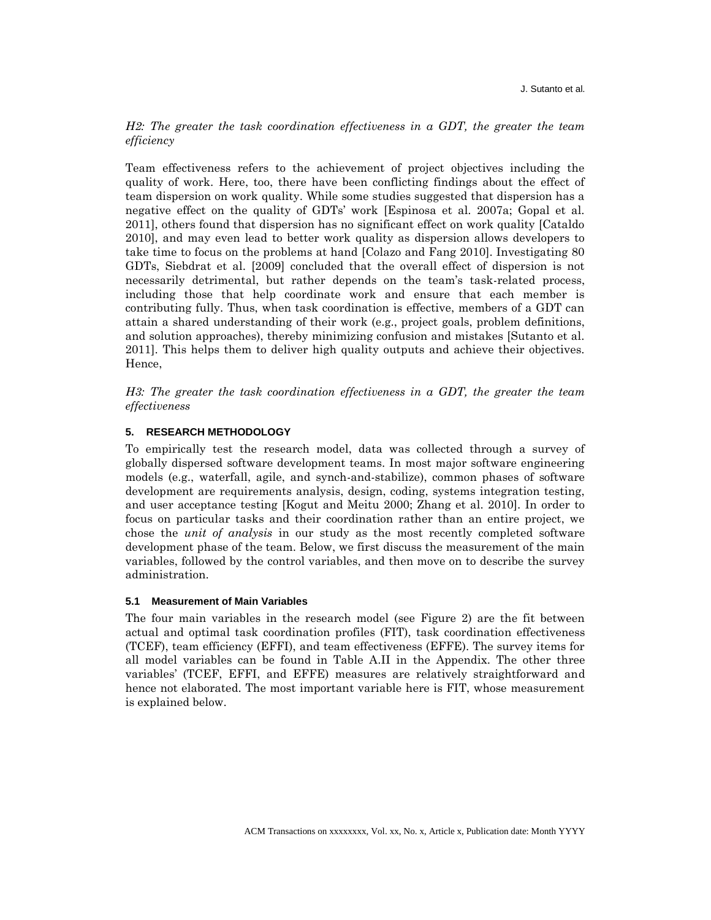*H2: The greater the task coordination effectiveness in a GDT, the greater the team efficiency*

Team effectiveness refers to the achievement of project objectives including the quality of work. Here, too, there have been conflicting findings about the effect of team dispersion on work quality. While some studies suggested that dispersion has a negative effect on the quality of GDTs' work [Espinosa et al. 2007a; Gopal et al. 2011], others found that dispersion has no significant effect on work quality [Cataldo 2010], and may even lead to better work quality as dispersion allows developers to take time to focus on the problems at hand [Colazo and Fang 2010]. Investigating 80 GDTs, Siebdrat et al. [2009] concluded that the overall effect of dispersion is not necessarily detrimental, but rather depends on the team's task-related process, including those that help coordinate work and ensure that each member is contributing fully. Thus, when task coordination is effective, members of a GDT can attain a shared understanding of their work (e.g., project goals, problem definitions, and solution approaches), thereby minimizing confusion and mistakes [Sutanto et al. 2011]. This helps them to deliver high quality outputs and achieve their objectives. Hence,

*H3: The greater the task coordination effectiveness in a GDT, the greater the team effectiveness*

## 5. RESEARCH METHODOLOGY

To empirically test the research model, data was collected through a survey of globally dispersed software development teams. In most major software engineering models (e.g., waterfall, agile, and synch-and-stabilize), common phases of software development are requirements analysis, design, coding, systems integration testing, and user acceptance testing [Kogut and Meitu 2000; Zhang et al. 2010]. In order to focus on particular tasks and their coordination rather than an entire project, we chose the *unit of analysis* in our study as the most recently completed software development phase of the team. Below, we first discuss the measurement of the main variables, followed by the control variables, and then move on to describe the survey administration.

### 5.1 Measurement of Main Variables

The four main variables in the research model (see Figure 2) are the fit between actual and optimal task coordination profiles (FIT), task coordination effectiveness (TCEF), team efficiency (EFFI), and team effectiveness (EFFE). The survey items for all model variables can be found in Table A.II in the Appendix. The other three variables' (TCEF, EFFI, and EFFE) measures are relatively straightforward and hence not elaborated. The most important variable here is FIT, whose measurement is explained below.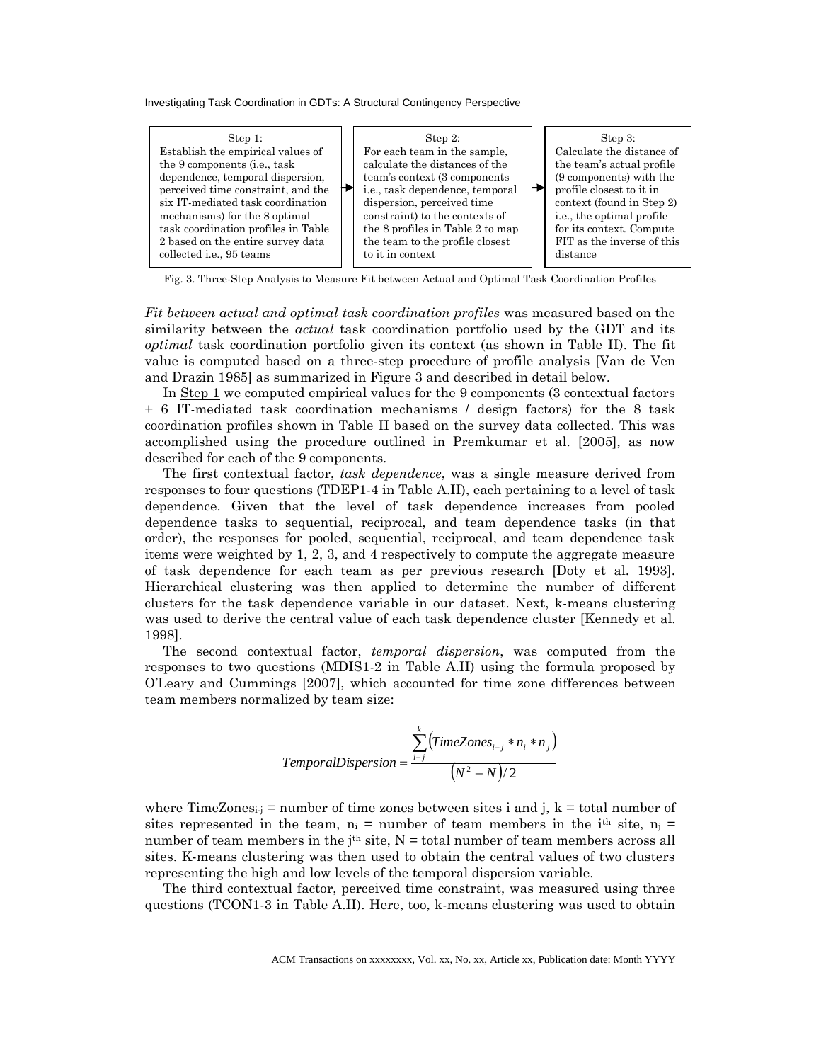| Step 1: | | Step 2: | | Step 3: |
|---|---|---|---|---|
| Establish the empirical values of the 9 components (i.e., task dependence, temporal dispersion, perceived time constraint, and the six IT-mediated task coordination mechanisms) for the 8 optimal task coordination profiles in Table 2 based on the entire survey data collected i.e., 95 teams | → | For each team in the sample, calculate the distances of the team's context (3 components i.e., task dependence, temporal dispersion, perceived time constraint) to the contexts of the 8 profiles in Table 2 to map the team to the profile closest to it in context | → | Calculate the distance of the team's actual profile (9 components) with the profile closest to it in context (found in Step 2) i.e., the optimal profile for its context. Compute FIT as the inverse of this distance |

Fig. 3. Three-Step Analysis to Measure Fit between Actual and Optimal Task Coordination Profiles

*Fit between actual and optimal task coordination profiles* was measured based on the similarity between the *actual* task coordination portfolio used by the GDT and its *optimal* task coordination portfolio given its context (as shown in Table II). The fit value is computed based on a three-step procedure of profile analysis [Van de Ven and Drazin 1985] as summarized in Figure 3 and described in detail below.

In Step 1 we computed empirical values for the 9 components (3 contextual factors + 6 IT-mediated task coordination mechanisms / design factors) for the 8 task coordination profiles shown in Table II based on the survey data collected. This was accomplished using the procedure outlined in Premkumar et al. [2005], as now described for each of the 9 components.

The first contextual factor, *task dependence*, was a single measure derived from responses to four questions (TDEP1-4 in Table A.II), each pertaining to a level of task dependence. Given that the level of task dependence increases from pooled dependence tasks to sequential, reciprocal, and team dependence tasks (in that order), the responses for pooled, sequential, reciprocal, and team dependence task items were weighted by 1, 2, 3, and 4 respectively to compute the aggregate measure of task dependence for each team as per previous research [Doty et al. 1993]. Hierarchical clustering was then applied to determine the number of different clusters for the task dependence variable in our dataset. Next, k-means clustering was used to derive the central value of each task dependence cluster [Kennedy et al. 1998].

The second contextual factor, *temporal dispersion*, was computed from the responses to two questions (MDIS1-2 in Table A.II) using the formula proposed by O'Leary and Cummings [2007], which accounted for time zone differences between team members normalized by team size:

$$TemporalDispersion = \frac{\sum_{i-j}^{k}\left(TimeZones_{i-j} * n_i * n_j\right)}{\left(N^2 - N\right)/2}$$

where $TimeZones_{i-j}$ = number of time zones between sites i and j, k = total number of sites represented in the team, $n_i$ = number of team members in the $i^{th}$ site, $n_j$ = number of team members in the $j^{th}$ site, N = total number of team members across all sites. K-means clustering was then used to obtain the central values of two clusters representing the high and low levels of the temporal dispersion variable.

The third contextual factor, perceived time constraint, was measured using three questions (TCON1-3 in Table A.II). Here, too, k-means clustering was used to obtain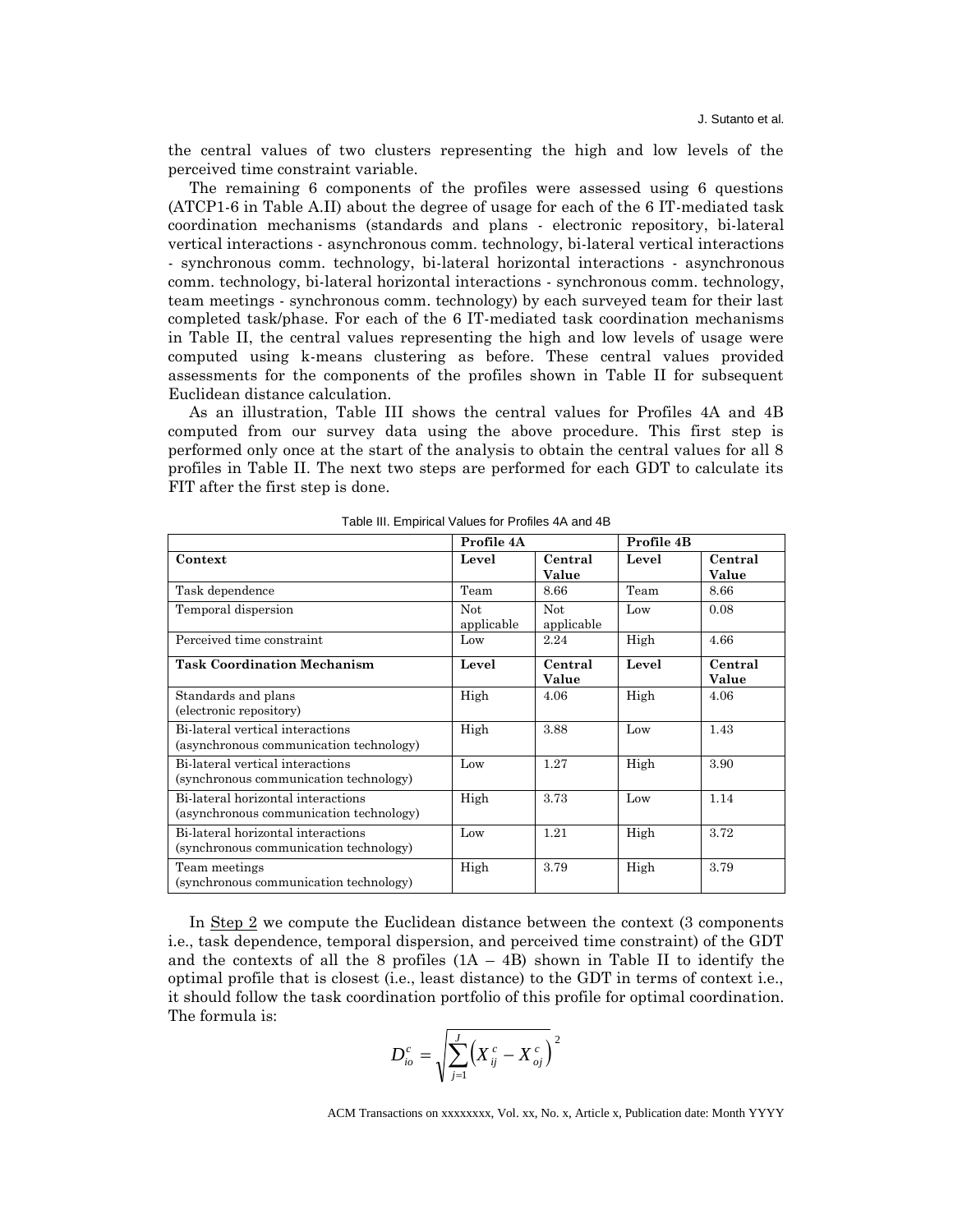the central values of two clusters representing the high and low levels of the perceived time constraint variable.

The remaining 6 components of the profiles were assessed using 6 questions (ATCP1-6 in Table A.II) about the degree of usage for each of the 6 IT-mediated task coordination mechanisms (standards and plans - electronic repository, bi-lateral vertical interactions - asynchronous comm. technology, bi-lateral vertical interactions - synchronous comm. technology, bi-lateral horizontal interactions - asynchronous comm. technology, bi-lateral horizontal interactions - synchronous comm. technology, team meetings - synchronous comm. technology) by each surveyed team for their last completed task/phase. For each of the 6 IT-mediated task coordination mechanisms in Table II, the central values representing the high and low levels of usage were computed using k-means clustering as before. These central values provided assessments for the components of the profiles shown in Table II for subsequent Euclidean distance calculation.

As an illustration, Table III shows the central values for Profiles 4A and 4B computed from our survey data using the above procedure. This first step is performed only once at the start of the analysis to obtain the central values for all 8 profiles in Table II. The next two steps are performed for each GDT to calculate its FIT after the first step is done.

Table III. Empirical Values for Profiles 4A and 4B

| | **Profile 4A** | | **Profile 4B** | |
|---|---|---|---|---|
| **Context** | **Level** | **Central Value** | **Level** | **Central Value** |
| Task dependence | Team | 8.66 | Team | 8.66 |
| Temporal dispersion | Not applicable | Not applicable | Low | 0.08 |
| Perceived time constraint | Low | 2.24 | High | 4.66 |
| **Task Coordination Mechanism** | **Level** | **Central Value** | **Level** | **Central Value** |
| Standards and plans (electronic repository) | High | 4.06 | High | 4.06 |
| Bi-lateral vertical interactions (asynchronous communication technology) | High | 3.88 | Low | 1.43 |
| Bi-lateral vertical interactions (synchronous communication technology) | Low | 1.27 | High | 3.90 |
| Bi-lateral horizontal interactions (asynchronous communication technology) | High | 3.73 | Low | 1.14 |
| Bi-lateral horizontal interactions (synchronous communication technology) | Low | 1.21 | High | 3.72 |
| Team meetings (synchronous communication technology) | High | 3.79 | High | 3.79 |

In Step 2 we compute the Euclidean distance between the context (3 components i.e., task dependence, temporal dispersion, and perceived time constraint) of the GDT and the contexts of all the 8 profiles (1A – 4B) shown in Table II to identify the optimal profile that is closest (i.e., least distance) to the GDT in terms of context i.e., it should follow the task coordination portfolio of this profile for optimal coordination. The formula is:

$$D_{io}^{c} = \sqrt{\sum_{j=1}^{J} \left( X_{ij}^{c} - X_{oj}^{c} \right)}^{2}$$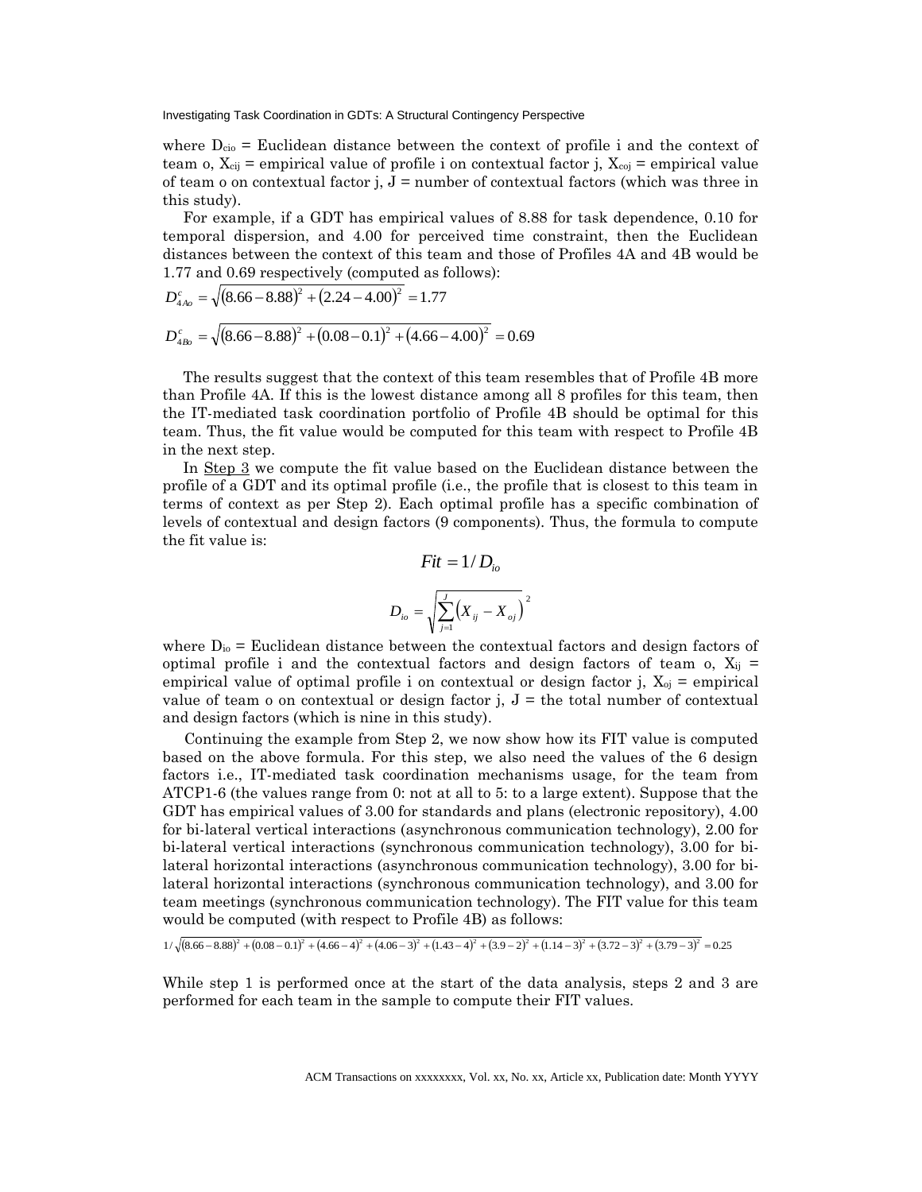where $D_{cio}$ = Euclidean distance between the context of profile i and the context of team o, $X_{cij}$ = empirical value of profile i on contextual factor j, $X_{coj}$ = empirical value of team o on contextual factor j, J = number of contextual factors (which was three in this study).

For example, if a GDT has empirical values of 8.88 for task dependence, 0.10 for temporal dispersion, and 4.00 for perceived time constraint, then the Euclidean distances between the context of this team and those of Profiles 4A and 4B would be 1.77 and 0.69 respectively (computed as follows):

$$D^c_{4Ao} = \sqrt{(8.66-8.88)^2 + (2.24-4.00)^2} = 1.77$$

$$D^c_{4Bo} = \sqrt{(8.66-8.88)^2 + (0.08-0.1)^2 + (4.66-4.00)^2} = 0.69$$

The results suggest that the context of this team resembles that of Profile 4B more than Profile 4A. If this is the lowest distance among all 8 profiles for this team, then the IT-mediated task coordination portfolio of Profile 4B should be optimal for this team. Thus, the fit value would be computed for this team with respect to Profile 4B in the next step.

In Step 3 we compute the fit value based on the Euclidean distance between the profile of a GDT and its optimal profile (i.e., the profile that is closest to this team in terms of context as per Step 2). Each optimal profile has a specific combination of levels of contextual and design factors (9 components). Thus, the formula to compute the fit value is:

$$Fit = 1/D_{io}$$

$$D_{io} = \sqrt{\sum_{j=1}^{J}\left(X_{ij} - X_{oj}\right)}^{2}$$

where $D_{io}$ = Euclidean distance between the contextual factors and design factors of optimal profile i and the contextual factors and design factors of team o, $X_{ij}$ = empirical value of optimal profile i on contextual or design factor j, $X_{oj}$ = empirical value of team o on contextual or design factor j, J = the total number of contextual and design factors (which is nine in this study).

Continuing the example from Step 2, we now show how its FIT value is computed based on the above formula. For this step, we also need the values of the 6 design factors i.e., IT-mediated task coordination mechanisms usage, for the team from ATCP1-6 (the values range from 0: not at all to 5: to a large extent). Suppose that the GDT has empirical values of 3.00 for standards and plans (electronic repository), 4.00 for bi-lateral vertical interactions (asynchronous communication technology), 2.00 for bi-lateral vertical interactions (synchronous communication technology), 3.00 for bi-lateral horizontal interactions (asynchronous communication technology), 3.00 for bi-lateral horizontal interactions (synchronous communication technology), and 3.00 for team meetings (synchronous communication technology). The FIT value for this team would be computed (with respect to Profile 4B) as follows:

$$1/\sqrt{(8.66-8.88)^2 + (0.08-0.1)^2 + (4.66-4)^2 + (4.06-3)^2 + (1.43-4)^2 + (3.9-2)^2 + (1.14-3)^2 + (3.72-3)^2 + (3.79-3)^2} = 0.25$$

While step 1 is performed once at the start of the data analysis, steps 2 and 3 are performed for each team in the sample to compute their FIT values.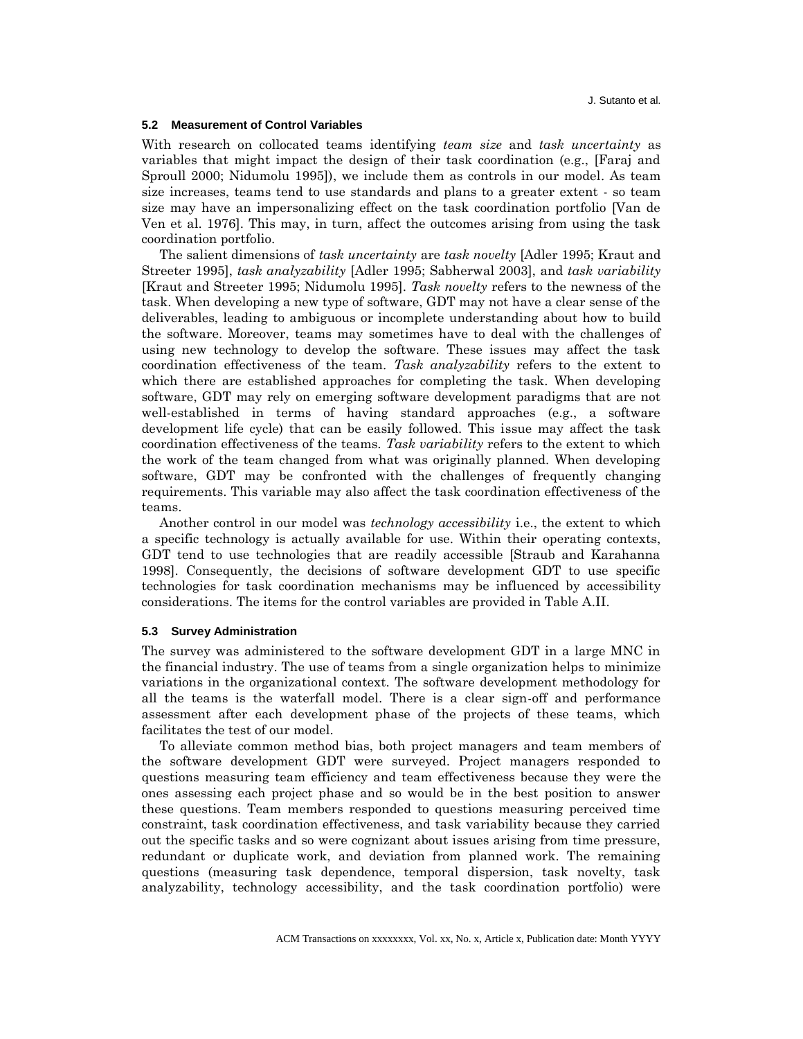### 5.2 Measurement of Control Variables

With research on collocated teams identifying *team size* and *task uncertainty* as variables that might impact the design of their task coordination (e.g., [Faraj and Sproull 2000; Nidumolu 1995]), we include them as controls in our model. As team size increases, teams tend to use standards and plans to a greater extent - so team size may have an impersonalizing effect on the task coordination portfolio [Van de Ven et al. 1976]. This may, in turn, affect the outcomes arising from using the task coordination portfolio.

The salient dimensions of *task uncertainty* are *task novelty* [Adler 1995; Kraut and Streeter 1995], *task analyzability* [Adler 1995; Sabherwal 2003], and *task variability* [Kraut and Streeter 1995; Nidumolu 1995]. *Task novelty* refers to the newness of the task. When developing a new type of software, GDT may not have a clear sense of the deliverables, leading to ambiguous or incomplete understanding about how to build the software. Moreover, teams may sometimes have to deal with the challenges of using new technology to develop the software. These issues may affect the task coordination effectiveness of the team. *Task analyzability* refers to the extent to which there are established approaches for completing the task. When developing software, GDT may rely on emerging software development paradigms that are not well-established in terms of having standard approaches (e.g., a software development life cycle) that can be easily followed. This issue may affect the task coordination effectiveness of the teams. *Task variability* refers to the extent to which the work of the team changed from what was originally planned. When developing software, GDT may be confronted with the challenges of frequently changing requirements. This variable may also affect the task coordination effectiveness of the teams.

Another control in our model was *technology accessibility* i.e., the extent to which a specific technology is actually available for use. Within their operating contexts, GDT tend to use technologies that are readily accessible [Straub and Karahanna 1998]. Consequently, the decisions of software development GDT to use specific technologies for task coordination mechanisms may be influenced by accessibility considerations. The items for the control variables are provided in Table A.II.

### 5.3 Survey Administration

The survey was administered to the software development GDT in a large MNC in the financial industry. The use of teams from a single organization helps to minimize variations in the organizational context. The software development methodology for all the teams is the waterfall model. There is a clear sign-off and performance assessment after each development phase of the projects of these teams, which facilitates the test of our model.

To alleviate common method bias, both project managers and team members of the software development GDT were surveyed. Project managers responded to questions measuring team efficiency and team effectiveness because they were the ones assessing each project phase and so would be in the best position to answer these questions. Team members responded to questions measuring perceived time constraint, task coordination effectiveness, and task variability because they carried out the specific tasks and so were cognizant about issues arising from time pressure, redundant or duplicate work, and deviation from planned work. The remaining questions (measuring task dependence, temporal dispersion, task novelty, task analyzability, technology accessibility, and the task coordination portfolio) were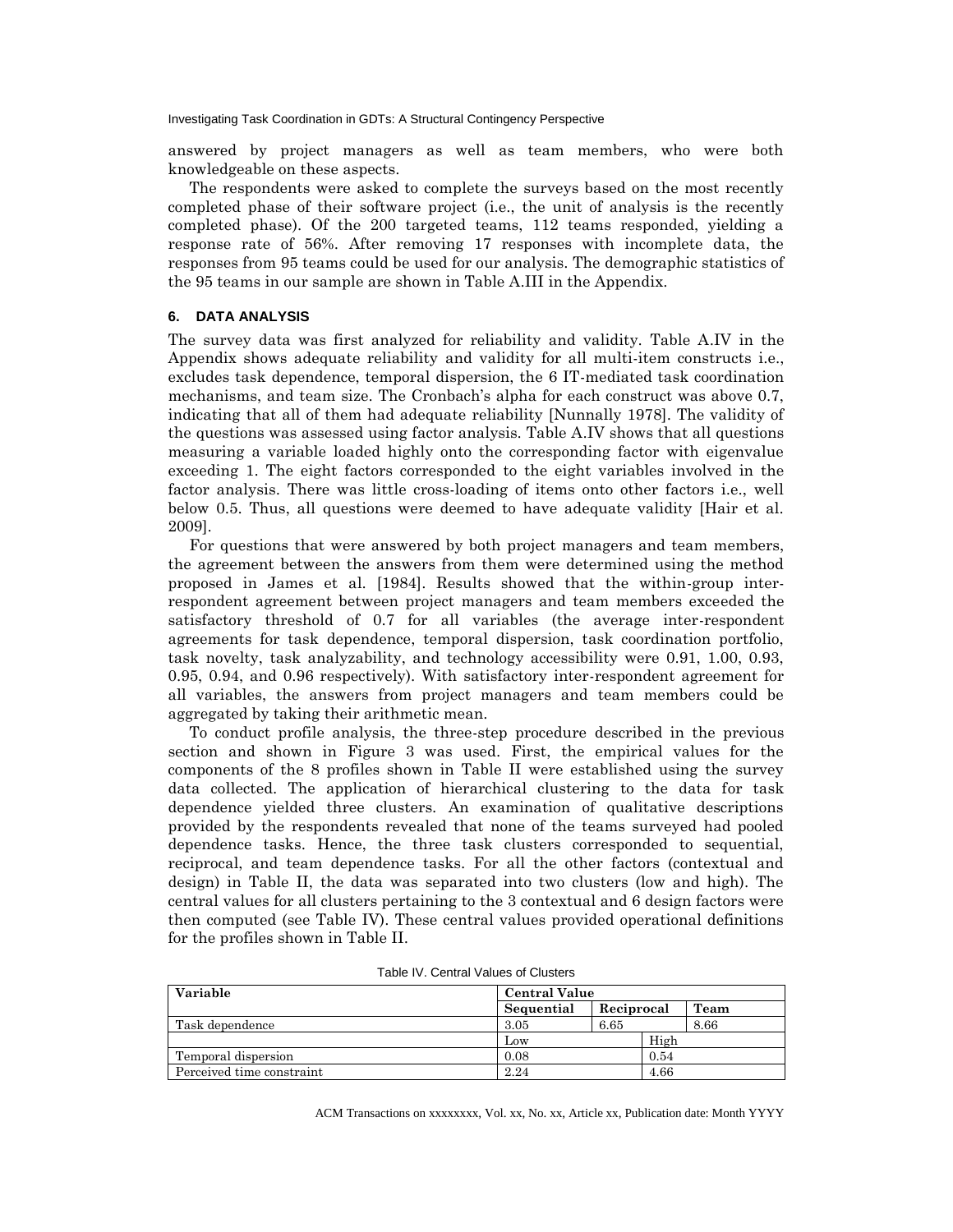answered by project managers as well as team members, who were both knowledgeable on these aspects.

The respondents were asked to complete the surveys based on the most recently completed phase of their software project (i.e., the unit of analysis is the recently completed phase). Of the 200 targeted teams, 112 teams responded, yielding a response rate of 56%. After removing 17 responses with incomplete data, the responses from 95 teams could be used for our analysis. The demographic statistics of the 95 teams in our sample are shown in Table A.III in the Appendix.

## 6. DATA ANALYSIS

The survey data was first analyzed for reliability and validity. Table A.IV in the Appendix shows adequate reliability and validity for all multi-item constructs i.e., excludes task dependence, temporal dispersion, the 6 IT-mediated task coordination mechanisms, and team size. The Cronbach's alpha for each construct was above 0.7, indicating that all of them had adequate reliability [Nunnally 1978]. The validity of the questions was assessed using factor analysis. Table A.IV shows that all questions measuring a variable loaded highly onto the corresponding factor with eigenvalue exceeding 1. The eight factors corresponded to the eight variables involved in the factor analysis. There was little cross-loading of items onto other factors i.e., well below 0.5. Thus, all questions were deemed to have adequate validity [Hair et al. 2009].

For questions that were answered by both project managers and team members, the agreement between the answers from them were determined using the method proposed in James et al. [1984]. Results showed that the within-group inter-respondent agreement between project managers and team members exceeded the satisfactory threshold of 0.7 for all variables (the average inter-respondent agreements for task dependence, temporal dispersion, task coordination portfolio, task novelty, task analyzability, and technology accessibility were 0.91, 1.00, 0.93, 0.95, 0.94, and 0.96 respectively). With satisfactory inter-respondent agreement for all variables, the answers from project managers and team members could be aggregated by taking their arithmetic mean.

To conduct profile analysis, the three-step procedure described in the previous section and shown in Figure 3 was used. First, the empirical values for the components of the 8 profiles shown in Table II were established using the survey data collected. The application of hierarchical clustering to the data for task dependence yielded three clusters. An examination of qualitative descriptions provided by the respondents revealed that none of the teams surveyed had pooled dependence tasks. Hence, the three task clusters corresponded to sequential, reciprocal, and team dependence tasks. For all the other factors (contextual and design) in Table II, the data was separated into two clusters (low and high). The central values for all clusters pertaining to the 3 contextual and 6 design factors were then computed (see Table IV). These central values provided operational definitions for the profiles shown in Table II.

Table IV. Central Values of Clusters

| **Variable** | **Central Value** | | |
|---|---|---|---|
| | **Sequential** | **Reciprocal** | **Team** |
| Task dependence | 3.05 | 6.65 | 8.66 |
| | Low | High | |
| Temporal dispersion | 0.08 | 0.54 | |
| Perceived time constraint | 2.24 | 4.66 | |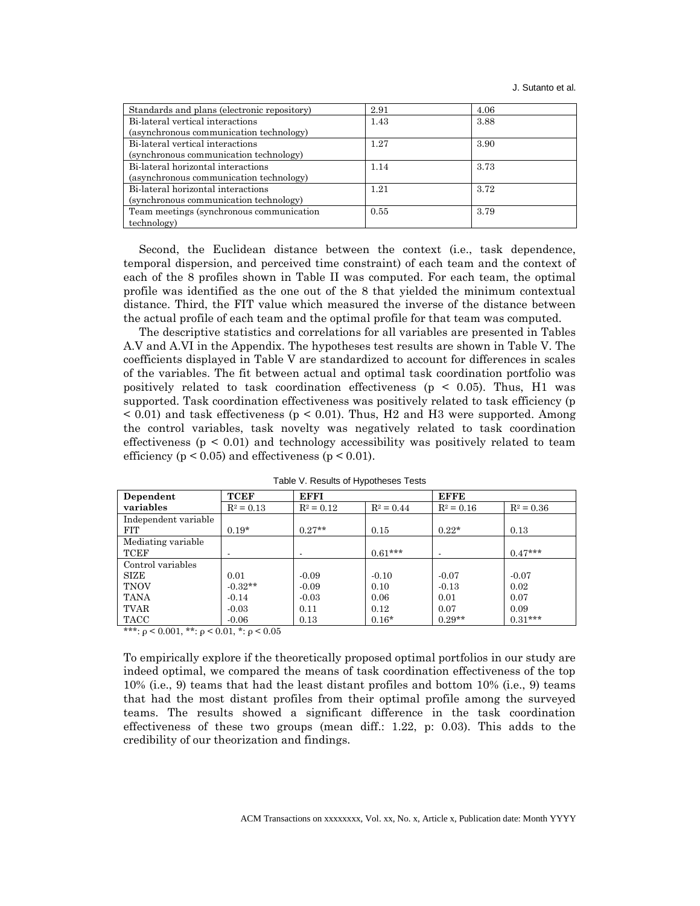| Standards and plans (electronic repository) | 2.91 | 4.06 |
|---|---|---|
| Bi-lateral vertical interactions (asynchronous communication technology) | 1.43 | 3.88 |
| Bi-lateral vertical interactions (synchronous communication technology) | 1.27 | 3.90 |
| Bi-lateral horizontal interactions (asynchronous communication technology) | 1.14 | 3.73 |
| Bi-lateral horizontal interactions (synchronous communication technology) | 1.21 | 3.72 |
| Team meetings (synchronous communication technology) | 0.55 | 3.79 |

Second, the Euclidean distance between the context (i.e., task dependence, temporal dispersion, and perceived time constraint) of each team and the context of each of the 8 profiles shown in Table II was computed. For each team, the optimal profile was identified as the one out of the 8 that yielded the minimum contextual distance. Third, the FIT value which measured the inverse of the distance between the actual profile of each team and the optimal profile for that team was computed.

The descriptive statistics and correlations for all variables are presented in Tables A.V and A.VI in the Appendix. The hypotheses test results are shown in Table V. The coefficients displayed in Table V are standardized to account for differences in scales of the variables. The fit between actual and optimal task coordination portfolio was positively related to task coordination effectiveness ($p < 0.05$). Thus, H1 was supported. Task coordination effectiveness was positively related to task efficiency ($p < 0.01$) and task effectiveness ($p < 0.01$). Thus, H2 and H3 were supported. Among the control variables, task novelty was negatively related to task coordination effectiveness ($p < 0.01$) and technology accessibility was positively related to team efficiency ($p < 0.05$) and effectiveness ($p < 0.01$).

Table V. Results of Hypotheses Tests

| Dependent variables | TCEF | EFFI | | EFFE | |
|---|---|---|---|---|---|
| | $R^2 = 0.13$ | $R^2 = 0.12$ | $R^2 = 0.44$ | $R^2 = 0.16$ | $R^2 = 0.36$ |
| Independent variable | | | | | |
| FIT | 0.19* | 0.27** | 0.15 | 0.22* | 0.13 |
| Mediating variable | | | | | |
| TCEF | - | - | 0.61*** | - | 0.47*** |
| Control variables | | | | | |
| SIZE | 0.01 | -0.09 | -0.10 | -0.07 | -0.07 |
| TNOV | -0.32** | -0.09 | 0.10 | -0.13 | 0.02 |
| TANA | -0.14 | -0.03 | 0.06 | 0.01 | 0.07 |
| TVAR | -0.03 | 0.11 | 0.12 | 0.07 | 0.09 |
| TACC | -0.06 | 0.13 | 0.16* | 0.29** | 0.31*** |

***: $\rho < 0.001$, **: $\rho < 0.01$, *: $\rho < 0.05$

To empirically explore if the theoretically proposed optimal portfolios in our study are indeed optimal, we compared the means of task coordination effectiveness of the top 10% (i.e., 9) teams that had the least distant profiles and bottom 10% (i.e., 9) teams that had the most distant profiles from their optimal profile among the surveyed teams. The results showed a significant difference in the task coordination effectiveness of these two groups (mean diff.: 1.22, p: 0.03). This adds to the credibility of our theorization and findings.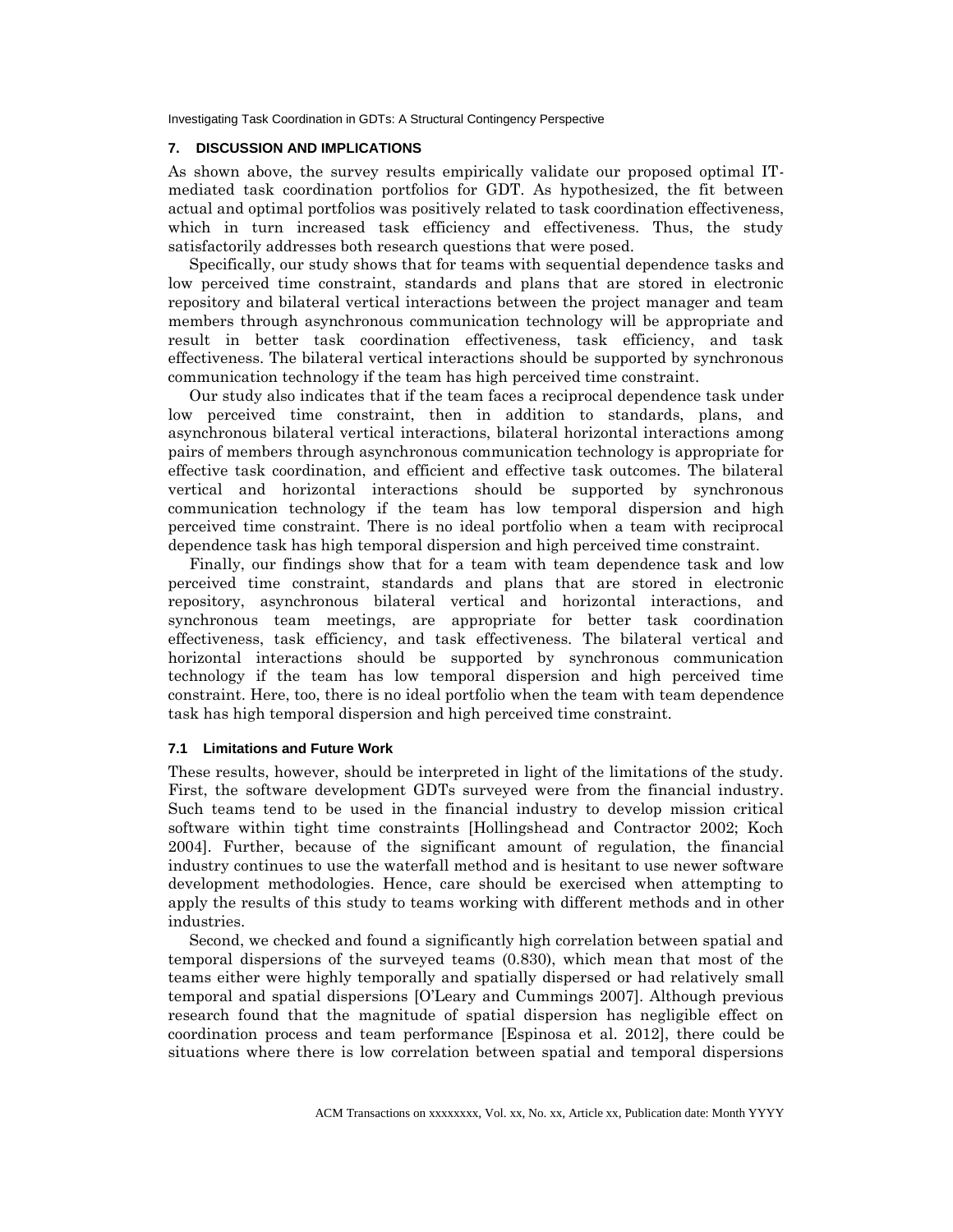## 7. DISCUSSION AND IMPLICATIONS

As shown above, the survey results empirically validate our proposed optimal IT-mediated task coordination portfolios for GDT. As hypothesized, the fit between actual and optimal portfolios was positively related to task coordination effectiveness, which in turn increased task efficiency and effectiveness. Thus, the study satisfactorily addresses both research questions that were posed.

Specifically, our study shows that for teams with sequential dependence tasks and low perceived time constraint, standards and plans that are stored in electronic repository and bilateral vertical interactions between the project manager and team members through asynchronous communication technology will be appropriate and result in better task coordination effectiveness, task efficiency, and task effectiveness. The bilateral vertical interactions should be supported by synchronous communication technology if the team has high perceived time constraint.

Our study also indicates that if the team faces a reciprocal dependence task under low perceived time constraint, then in addition to standards, plans, and asynchronous bilateral vertical interactions, bilateral horizontal interactions among pairs of members through asynchronous communication technology is appropriate for effective task coordination, and efficient and effective task outcomes. The bilateral vertical and horizontal interactions should be supported by synchronous communication technology if the team has low temporal dispersion and high perceived time constraint. There is no ideal portfolio when a team with reciprocal dependence task has high temporal dispersion and high perceived time constraint.

Finally, our findings show that for a team with team dependence task and low perceived time constraint, standards and plans that are stored in electronic repository, asynchronous bilateral vertical and horizontal interactions, and synchronous team meetings, are appropriate for better task coordination effectiveness, task efficiency, and task effectiveness. The bilateral vertical and horizontal interactions should be supported by synchronous communication technology if the team has low temporal dispersion and high perceived time constraint. Here, too, there is no ideal portfolio when the team with team dependence task has high temporal dispersion and high perceived time constraint.

### 7.1 Limitations and Future Work

These results, however, should be interpreted in light of the limitations of the study. First, the software development GDTs surveyed were from the financial industry. Such teams tend to be used in the financial industry to develop mission critical software within tight time constraints [Hollingshead and Contractor 2002; Koch 2004]. Further, because of the significant amount of regulation, the financial industry continues to use the waterfall method and is hesitant to use newer software development methodologies. Hence, care should be exercised when attempting to apply the results of this study to teams working with different methods and in other industries.

Second, we checked and found a significantly high correlation between spatial and temporal dispersions of the surveyed teams (0.830), which mean that most of the teams either were highly temporally and spatially dispersed or had relatively small temporal and spatial dispersions [O'Leary and Cummings 2007]. Although previous research found that the magnitude of spatial dispersion has negligible effect on coordination process and team performance [Espinosa et al. 2012], there could be situations where there is low correlation between spatial and temporal dispersions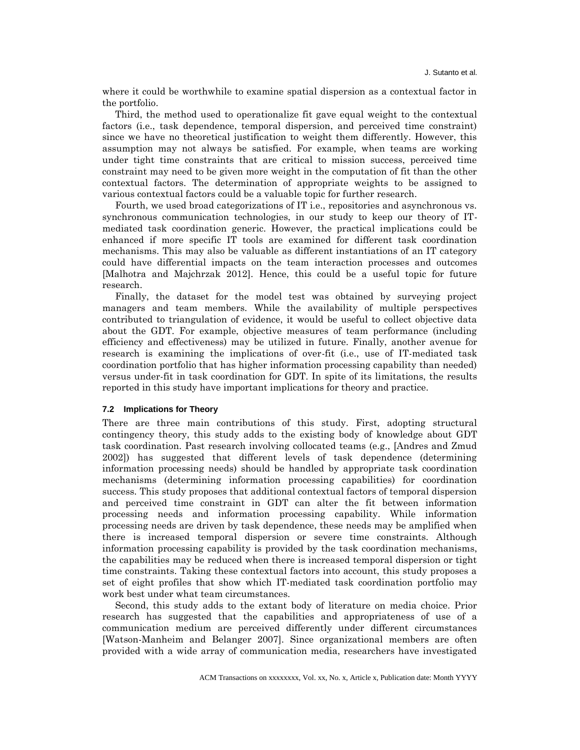where it could be worthwhile to examine spatial dispersion as a contextual factor in the portfolio.

Third, the method used to operationalize fit gave equal weight to the contextual factors (i.e., task dependence, temporal dispersion, and perceived time constraint) since we have no theoretical justification to weight them differently. However, this assumption may not always be satisfied. For example, when teams are working under tight time constraints that are critical to mission success, perceived time constraint may need to be given more weight in the computation of fit than the other contextual factors. The determination of appropriate weights to be assigned to various contextual factors could be a valuable topic for further research.

Fourth, we used broad categorizations of IT i.e., repositories and asynchronous vs. synchronous communication technologies, in our study to keep our theory of IT-mediated task coordination generic. However, the practical implications could be enhanced if more specific IT tools are examined for different task coordination mechanisms. This may also be valuable as different instantiations of an IT category could have differential impacts on the team interaction processes and outcomes [Malhotra and Majchrzak 2012]. Hence, this could be a useful topic for future research.

Finally, the dataset for the model test was obtained by surveying project managers and team members. While the availability of multiple perspectives contributed to triangulation of evidence, it would be useful to collect objective data about the GDT. For example, objective measures of team performance (including efficiency and effectiveness) may be utilized in future. Finally, another avenue for research is examining the implications of over-fit (i.e., use of IT-mediated task coordination portfolio that has higher information processing capability than needed) versus under-fit in task coordination for GDT. In spite of its limitations, the results reported in this study have important implications for theory and practice.

### 7.2 Implications for Theory

There are three main contributions of this study. First, adopting structural contingency theory, this study adds to the existing body of knowledge about GDT task coordination. Past research involving collocated teams (e.g., [Andres and Zmud 2002]) has suggested that different levels of task dependence (determining information processing needs) should be handled by appropriate task coordination mechanisms (determining information processing capabilities) for coordination success. This study proposes that additional contextual factors of temporal dispersion and perceived time constraint in GDT can alter the fit between information processing needs and information processing capability. While information processing needs are driven by task dependence, these needs may be amplified when there is increased temporal dispersion or severe time constraints. Although information processing capability is provided by the task coordination mechanisms, the capabilities may be reduced when there is increased temporal dispersion or tight time constraints. Taking these contextual factors into account, this study proposes a set of eight profiles that show which IT-mediated task coordination portfolio may work best under what team circumstances.

Second, this study adds to the extant body of literature on media choice. Prior research has suggested that the capabilities and appropriateness of use of a communication medium are perceived differently under different circumstances [Watson-Manheim and Belanger 2007]. Since organizational members are often provided with a wide array of communication media, researchers have investigated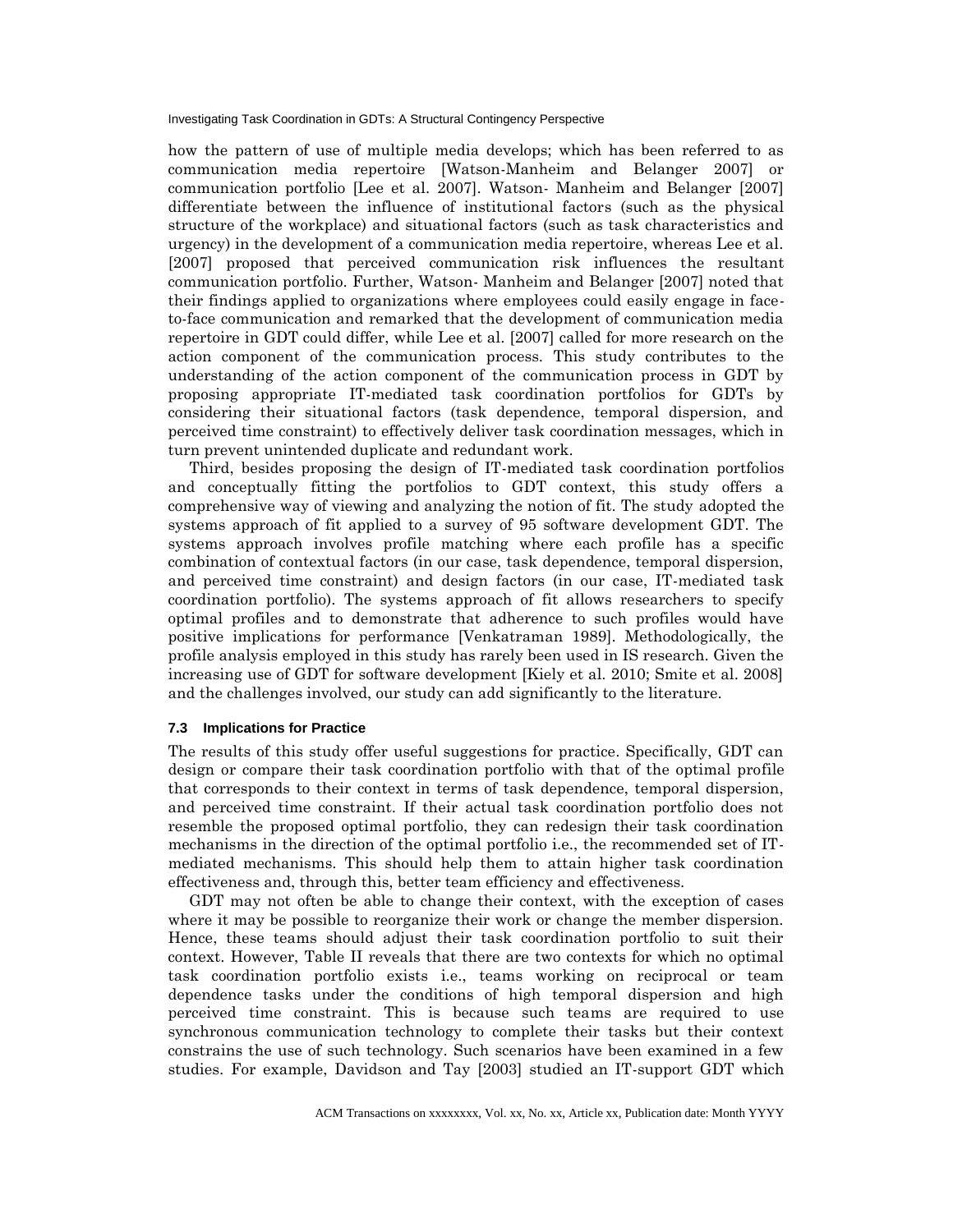how the pattern of use of multiple media develops; which has been referred to as communication media repertoire [Watson-Manheim and Belanger 2007] or communication portfolio [Lee et al. 2007]. Watson- Manheim and Belanger [2007] differentiate between the influence of institutional factors (such as the physical structure of the workplace) and situational factors (such as task characteristics and urgency) in the development of a communication media repertoire, whereas Lee et al. [2007] proposed that perceived communication risk influences the resultant communication portfolio. Further, Watson- Manheim and Belanger [2007] noted that their findings applied to organizations where employees could easily engage in face-to-face communication and remarked that the development of communication media repertoire in GDT could differ, while Lee et al. [2007] called for more research on the action component of the communication process. This study contributes to the understanding of the action component of the communication process in GDT by proposing appropriate IT-mediated task coordination portfolios for GDTs by considering their situational factors (task dependence, temporal dispersion, and perceived time constraint) to effectively deliver task coordination messages, which in turn prevent unintended duplicate and redundant work.

Third, besides proposing the design of IT-mediated task coordination portfolios and conceptually fitting the portfolios to GDT context, this study offers a comprehensive way of viewing and analyzing the notion of fit. The study adopted the systems approach of fit applied to a survey of 95 software development GDT. The systems approach involves profile matching where each profile has a specific combination of contextual factors (in our case, task dependence, temporal dispersion, and perceived time constraint) and design factors (in our case, IT-mediated task coordination portfolio). The systems approach of fit allows researchers to specify optimal profiles and to demonstrate that adherence to such profiles would have positive implications for performance [Venkatraman 1989]. Methodologically, the profile analysis employed in this study has rarely been used in IS research. Given the increasing use of GDT for software development [Kiely et al. 2010; Smite et al. 2008] and the challenges involved, our study can add significantly to the literature.

### 7.3 Implications for Practice

The results of this study offer useful suggestions for practice. Specifically, GDT can design or compare their task coordination portfolio with that of the optimal profile that corresponds to their context in terms of task dependence, temporal dispersion, and perceived time constraint. If their actual task coordination portfolio does not resemble the proposed optimal portfolio, they can redesign their task coordination mechanisms in the direction of the optimal portfolio i.e., the recommended set of IT-mediated mechanisms. This should help them to attain higher task coordination effectiveness and, through this, better team efficiency and effectiveness.

GDT may not often be able to change their context, with the exception of cases where it may be possible to reorganize their work or change the member dispersion. Hence, these teams should adjust their task coordination portfolio to suit their context. However, Table II reveals that there are two contexts for which no optimal task coordination portfolio exists i.e., teams working on reciprocal or team dependence tasks under the conditions of high temporal dispersion and high perceived time constraint. This is because such teams are required to use synchronous communication technology to complete their tasks but their context constrains the use of such technology. Such scenarios have been examined in a few studies. For example, Davidson and Tay [2003] studied an IT-support GDT which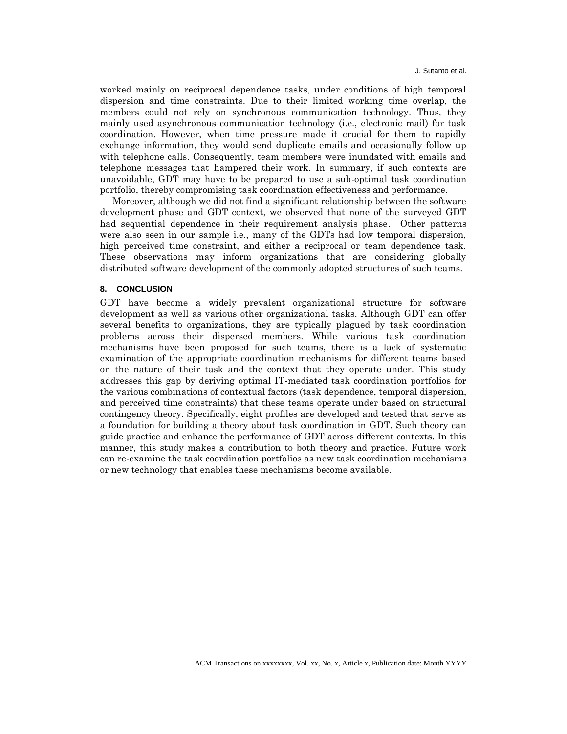worked mainly on reciprocal dependence tasks, under conditions of high temporal dispersion and time constraints. Due to their limited working time overlap, the members could not rely on synchronous communication technology. Thus, they mainly used asynchronous communication technology (i.e., electronic mail) for task coordination. However, when time pressure made it crucial for them to rapidly exchange information, they would send duplicate emails and occasionally follow up with telephone calls. Consequently, team members were inundated with emails and telephone messages that hampered their work. In summary, if such contexts are unavoidable, GDT may have to be prepared to use a sub-optimal task coordination portfolio, thereby compromising task coordination effectiveness and performance.

Moreover, although we did not find a significant relationship between the software development phase and GDT context, we observed that none of the surveyed GDT had sequential dependence in their requirement analysis phase. Other patterns were also seen in our sample i.e., many of the GDTs had low temporal dispersion, high perceived time constraint, and either a reciprocal or team dependence task. These observations may inform organizations that are considering globally distributed software development of the commonly adopted structures of such teams.

## 8. CONCLUSION

GDT have become a widely prevalent organizational structure for software development as well as various other organizational tasks. Although GDT can offer several benefits to organizations, they are typically plagued by task coordination problems across their dispersed members. While various task coordination mechanisms have been proposed for such teams, there is a lack of systematic examination of the appropriate coordination mechanisms for different teams based on the nature of their task and the context that they operate under. This study addresses this gap by deriving optimal IT-mediated task coordination portfolios for the various combinations of contextual factors (task dependence, temporal dispersion, and perceived time constraints) that these teams operate under based on structural contingency theory. Specifically, eight profiles are developed and tested that serve as a foundation for building a theory about task coordination in GDT. Such theory can guide practice and enhance the performance of GDT across different contexts. In this manner, this study makes a contribution to both theory and practice. Future work can re-examine the task coordination portfolios as new task coordination mechanisms or new technology that enables these mechanisms become available.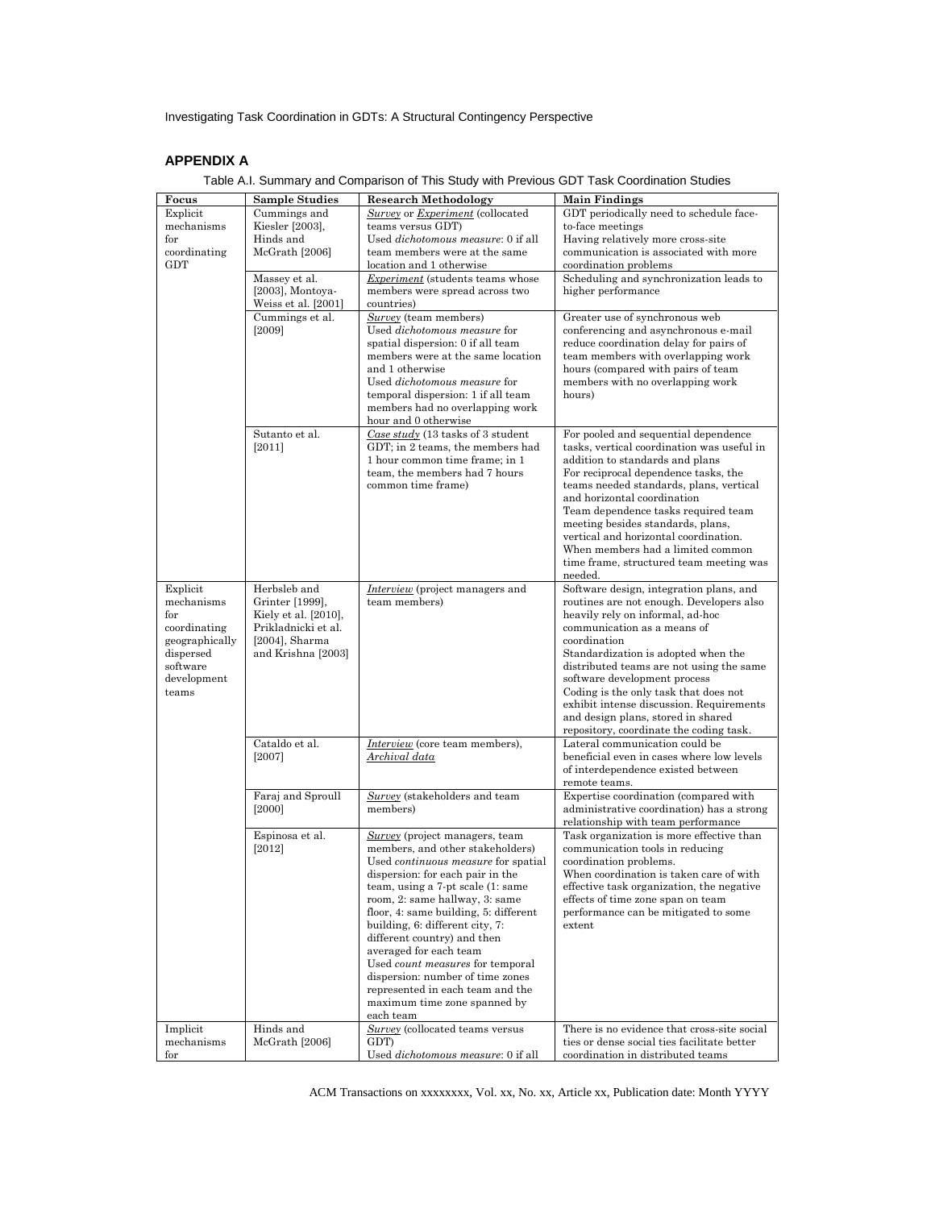## APPENDIX A

Table A.I. Summary and Comparison of This Study with Previous GDT Task Coordination Studies

| Focus | Sample Studies | Research Methodology | Main Findings |
|---|---|---|---|
| Explicit mechanisms for coordinating GDT | Cummings and Kiesler [2003], Hinds and McGrath [2006] | *Survey* or *Experiment* (collocated teams versus GDT)<br>Used *dichotomous measure*: 0 if all team members were at the same location and 1 otherwise | GDT periodically need to schedule face-to-face meetings<br>Having relatively more cross-site communication is associated with more coordination problems |
| | Massey et al. [2003], Montoya-Weiss et al. [2001] | *Experiment* (students teams whose members were spread across two countries) | Scheduling and synchronization leads to higher performance |
| | Cummings et al. [2009] | *Survey* (team members)<br>Used *dichotomous measure* for spatial dispersion: 0 if all team members were at the same location and 1 otherwise<br>Used *dichotomous measure* for temporal dispersion: 1 if all team members had no overlapping work hour and 0 otherwise | Greater use of synchronous web conferencing and asynchronous e-mail reduce coordination delay for pairs of team members with overlapping work hours (compared with pairs of team members with no overlapping work hours) |
| | Sutanto et al. [2011] | *Case study* (13 tasks of 3 student GDT; in 2 teams, the members had 1 hour common time frame; in 1 team, the members had 7 hours common time frame) | For pooled and sequential dependence tasks, vertical coordination was useful in addition to standards and plans<br>For reciprocal dependence tasks, the teams needed standards, plans, vertical and horizontal coordination<br>Team dependence tasks required team meeting besides standards, plans, vertical and horizontal coordination. When members had a limited common time frame, structured team meeting was needed. |
| Explicit mechanisms for coordinating geographically dispersed software development teams | Herbsleb and Grinter [1999], Kiely et al. [2010], Prikladnicki et al. [2004], Sharma and Krishna [2003] | *Interview* (project managers and team members) | Software design, integration plans, and routines are not enough. Developers also heavily rely on informal, ad-hoc communication as a means of coordination<br>Standardization is adopted when the distributed teams are not using the same software development process<br>Coding is the only task that does not exhibit intense discussion. Requirements and design plans, stored in shared repository, coordinate the coding task. |
| | Cataldo et al. [2007] | *Interview* (core team members), *Archival data* | Lateral communication could be beneficial even in cases where low levels of interdependence existed between remote teams. |
| | Faraj and Sproull [2000] | *Survey* (stakeholders and team members) | Expertise coordination (compared with administrative coordination) has a strong relationship with team performance |
| | Espinosa et al. [2012] | *Survey* (project managers, team members, and other stakeholders)<br>Used *continuous measure* for spatial dispersion: for each pair in the team, using a 7-pt scale (1: same room, 2: same hallway, 3: same floor, 4: same building, 5: different building, 6: different city, 7: different country) and then averaged for each team<br>Used *count measures* for temporal dispersion: number of time zones represented in each team and the maximum time zone spanned by each team | Task organization is more effective than communication tools in reducing coordination problems.<br>When coordination is taken care of with effective task organization, the negative effects of time zone span on team performance can be mitigated to some extent |
| Implicit mechanisms for | Hinds and McGrath [2006] | *Survey* (collocated teams versus GDT)<br>Used *dichotomous measure*: 0 if all | There is no evidence that cross-site social ties or dense social ties facilitate better coordination in distributed teams |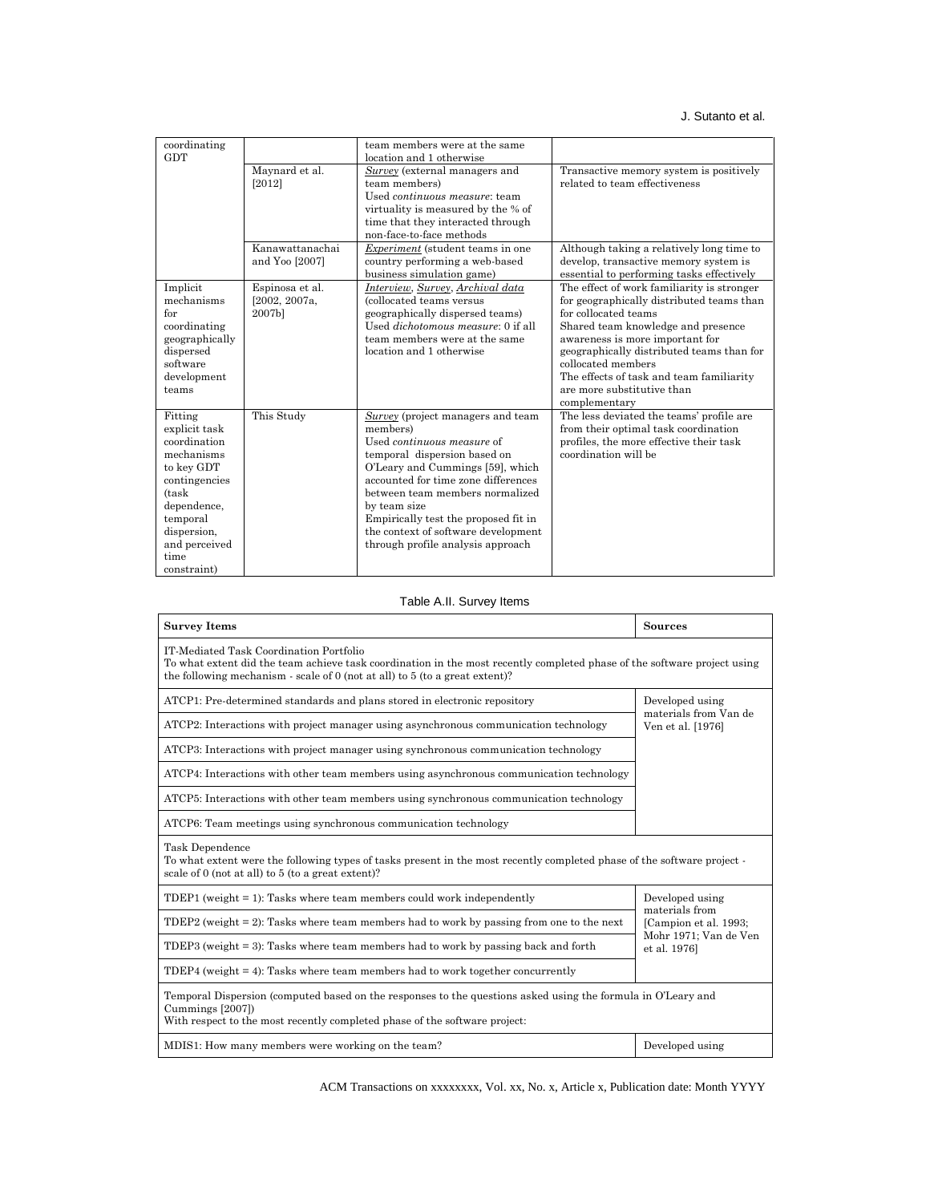| | | | |
|---|---|---|---|
| coordinating GDT | | team members were at the same location and 1 otherwise | |
| | Maynard et al. [2012] | *Survey* (external managers and team members) Used *continuous measure*: team virtuality is measured by the % of time that they interacted through non-face-to-face methods | Transactive memory system is positively related to team effectiveness |
| | Kanawattanachai and Yoo [2007] | *Experiment* (student teams in one country performing a web-based business simulation game) | Although taking a relatively long time to develop, transactive memory system is essential to performing tasks effectively |
| Implicit mechanisms for coordinating geographically dispersed software development teams | Espinosa et al. [2002, 2007a, 2007b] | *Interview*, *Survey*, *Archival data* (collocated teams versus geographically dispersed teams) Used *dichotomous measure*: 0 if all team members were at the same location and 1 otherwise | The effect of work familiarity is stronger for geographically distributed teams than for collocated teams<br>Shared team knowledge and presence awareness is more important for geographically distributed teams than for collocated members<br>The effects of task and team familiarity are more substitutive than complementary |
| Fitting explicit task coordination mechanisms to key GDT contingencies (task dependence, temporal dispersion, and perceived time constraint) | This Study | *Survey* (project managers and team members)<br>Used *continuous measure* of temporal dispersion based on O'Leary and Cummings [59], which accounted for time zone differences between team members normalized by team size<br>Empirically test the proposed fit in the context of software development through profile analysis approach | The less deviated the teams' profile are from their optimal task coordination profiles, the more effective their task coordination will be |

Table A.II. Survey Items

| Survey Items | Sources |
|---|---|
| IT-Mediated Task Coordination Portfolio<br>To what extent did the team achieve task coordination in the most recently completed phase of the software project using the following mechanism - scale of 0 (not at all) to 5 (to a great extent)? | |
| ATCP1: Pre-determined standards and plans stored in electronic repository | Developed using materials from Van de Ven et al. [1976] |
| ATCP2: Interactions with project manager using asynchronous communication technology | |
| ATCP3: Interactions with project manager using synchronous communication technology | |
| ATCP4: Interactions with other team members using asynchronous communication technology | |
| ATCP5: Interactions with other team members using synchronous communication technology | |
| ATCP6: Team meetings using synchronous communication technology | |
| Task Dependence<br>To what extent were the following types of tasks present in the most recently completed phase of the software project - scale of 0 (not at all) to 5 (to a great extent)? | |
| TDEP1 (weight = 1): Tasks where team members could work independently | Developed using materials from [Campion et al. 1993; Mohr 1971; Van de Ven et al. 1976] |
| TDEP2 (weight = 2): Tasks where team members had to work by passing from one to the next | |
| TDEP3 (weight = 3): Tasks where team members had to work by passing back and forth | |
| TDEP4 (weight = 4): Tasks where team members had to work together concurrently | |
| Temporal Dispersion (computed based on the responses to the questions asked using the formula in O'Leary and Cummings [2007])<br>With respect to the most recently completed phase of the software project: | |
| MDIS1: How many members were working on the team? | Developed using |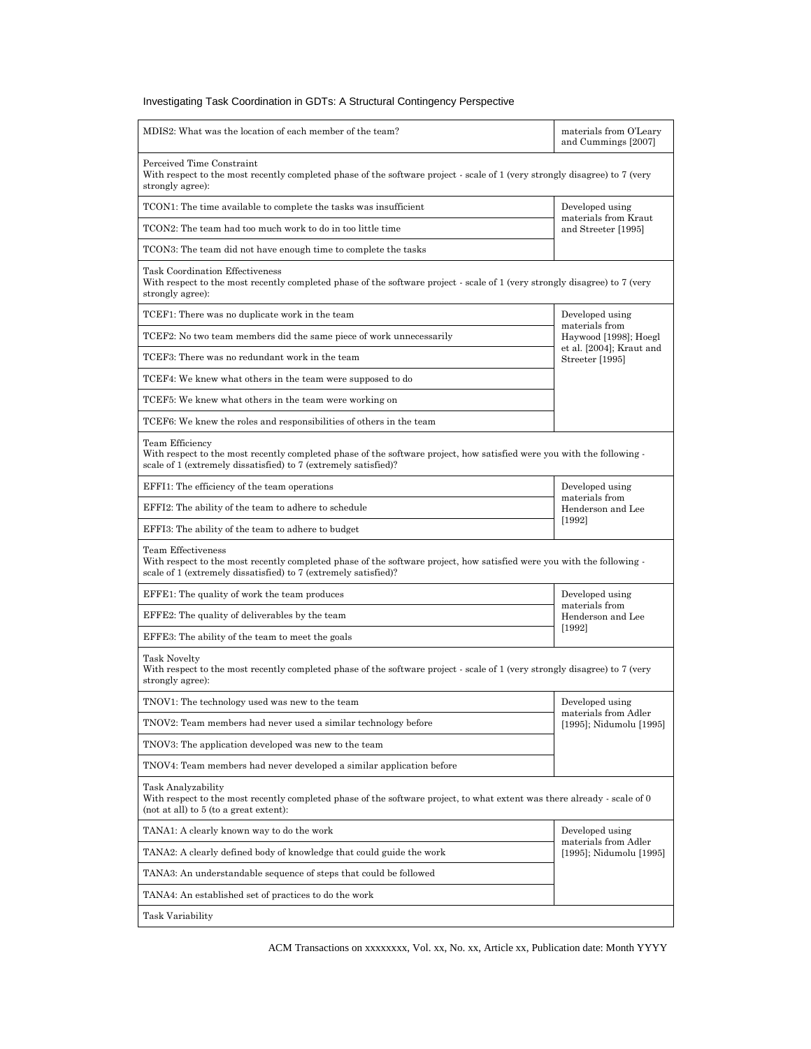| | |
|---|---|
| MDIS2: What was the location of each member of the team? | materials from O'Leary and Cummings [2007] |
| Perceived Time Constraint<br>With respect to the most recently completed phase of the software project - scale of 1 (very strongly disagree) to 7 (very strongly agree): | |
| TCON1: The time available to complete the tasks was insufficient | Developed using materials from Kraut and Streeter [1995] |
| TCON2: The team had too much work to do in too little time | |
| TCON3: The team did not have enough time to complete the tasks | |
| Task Coordination Effectiveness<br>With respect to the most recently completed phase of the software project - scale of 1 (very strongly disagree) to 7 (very strongly agree): | |
| TCEF1: There was no duplicate work in the team | Developed using materials from Haywood [1998]; Hoegl et al. [2004]; Kraut and Streeter [1995] |
| TCEF2: No two team members did the same piece of work unnecessarily | |
| TCEF3: There was no redundant work in the team | |
| TCEF4: We knew what others in the team were supposed to do | |
| TCEF5: We knew what others in the team were working on | |
| TCEF6: We knew the roles and responsibilities of others in the team | |
| Team Efficiency<br>With respect to the most recently completed phase of the software project, how satisfied were you with the following - scale of 1 (extremely dissatisfied) to 7 (extremely satisfied)? | |
| EFFI1: The efficiency of the team operations | Developed using materials from Henderson and Lee [1992] |
| EFFI2: The ability of the team to adhere to schedule | |
| EFFI3: The ability of the team to adhere to budget | |
| Team Effectiveness<br>With respect to the most recently completed phase of the software project, how satisfied were you with the following - scale of 1 (extremely dissatisfied) to 7 (extremely satisfied)? | |
| EFFE1: The quality of work the team produces | Developed using materials from Henderson and Lee [1992] |
| EFFE2: The quality of deliverables by the team | |
| EFFE3: The ability of the team to meet the goals | |
| Task Novelty<br>With respect to the most recently completed phase of the software project - scale of 1 (very strongly disagree) to 7 (very strongly agree): | |
| TNOV1: The technology used was new to the team | Developed using materials from Adler [1995]; Nidumolu [1995] |
| TNOV2: Team members had never used a similar technology before | |
| TNOV3: The application developed was new to the team | |
| TNOV4: Team members had never developed a similar application before | |
| Task Analyzability<br>With respect to the most recently completed phase of the software project, to what extent was there already - scale of 0 (not at all) to 5 (to a great extent): | |
| TANA1: A clearly known way to do the work | Developed using materials from Adler [1995]; Nidumolu [1995] |
| TANA2: A clearly defined body of knowledge that could guide the work | |
| TANA3: An understandable sequence of steps that could be followed | |
| TANA4: An established set of practices to do the work | |
| Task Variability | |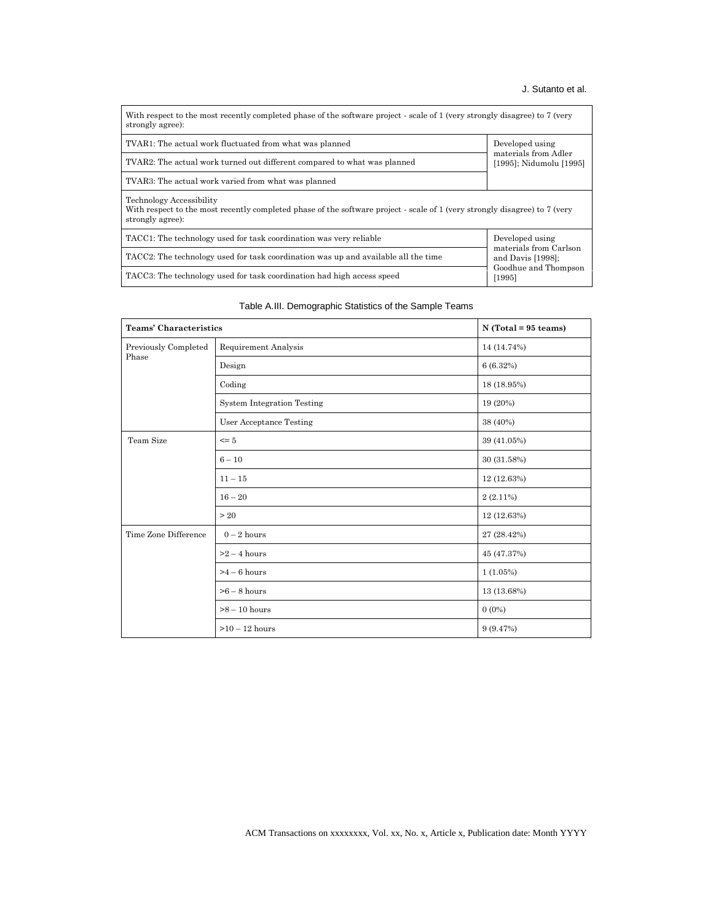| With respect to the most recently completed phase of the software project - scale of 1 (very strongly disagree) to 7 (very strongly agree): | |
|---|---|
| TVAR1: The actual work fluctuated from what was planned | Developed using materials from Adler [1995]; Nidumolu [1995] |
| TVAR2: The actual work turned out different compared to what was planned | |
| TVAR3: The actual work varied from what was planned | |
| Technology Accessibility<br>With respect to the most recently completed phase of the software project - scale of 1 (very strongly disagree) to 7 (very strongly agree): | |
| TACC1: The technology used for task coordination was very reliable | Developed using materials from Carlson and Davis [1998]; Goodhue and Thompson [1995] |
| TACC2: The technology used for task coordination was up and available all the time | |
| TACC3: The technology used for task coordination had high access speed | |

Table A.III. Demographic Statistics of the Sample Teams

| **Teams' Characteristics** | | **N (Total = 95 teams)** |
|---|---|---|
| Previously Completed Phase | Requirement Analysis | 14 (14.74%) |
| | Design | 6 (6.32%) |
| | Coding | 18 (18.95%) |
| | System Integration Testing | 19 (20%) |
| | User Acceptance Testing | 38 (40%) |
| Team Size | <= 5 | 39 (41.05%) |
| | 6 – 10 | 30 (31.58%) |
| | 11 – 15 | 12 (12.63%) |
| | 16 – 20 | 2 (2.11%) |
| | > 20 | 12 (12.63%) |
| Time Zone Difference | 0 – 2 hours | 27 (28.42%) |
| | >2 – 4 hours | 45 (47.37%) |
| | >4 – 6 hours | 1 (1.05%) |
| | >6 – 8 hours | 13 (13.68%) |
| | >8 – 10 hours | 0 (0%) |
| | >10 – 12 hours | 9 (9.47%) |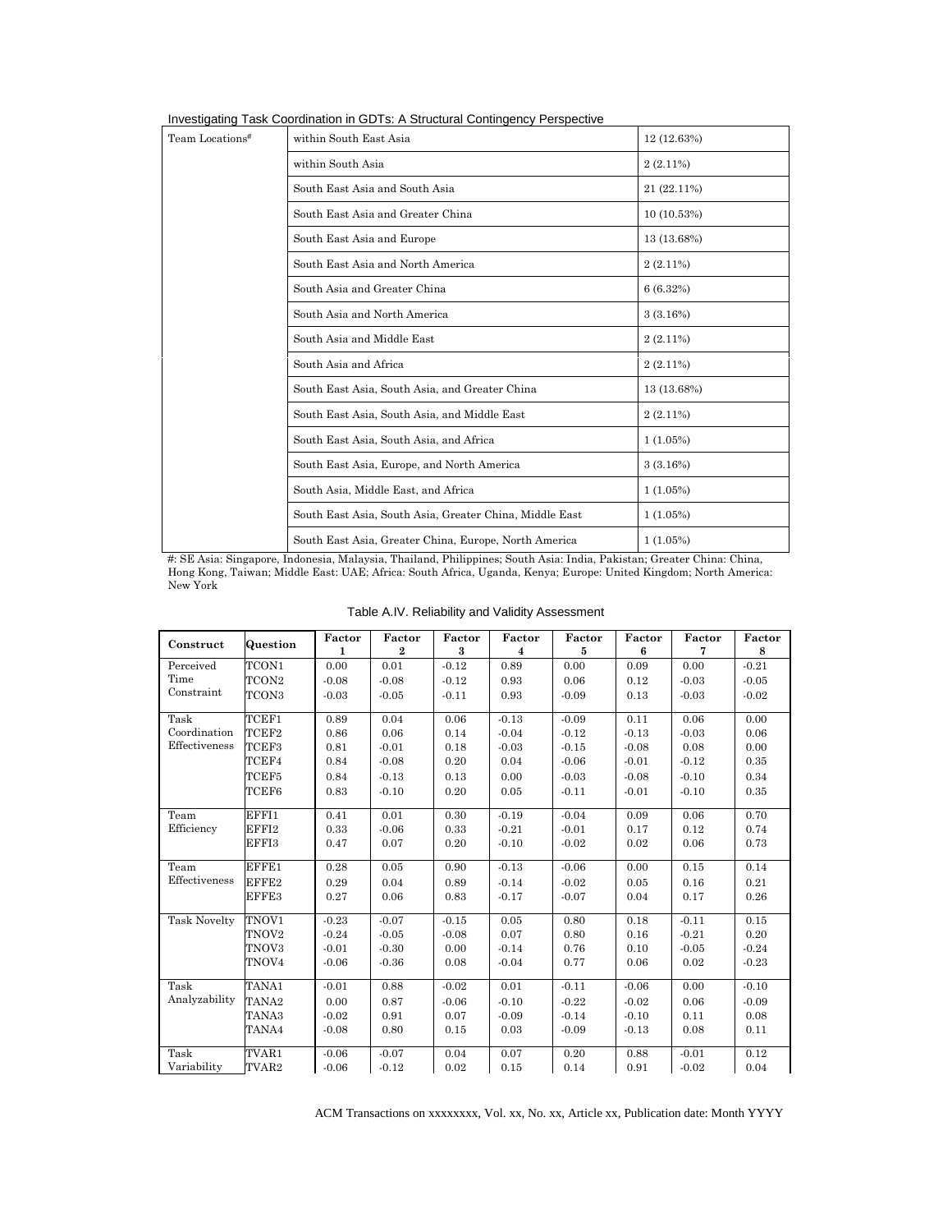| Team Locations# | within South East Asia | 12 (12.63%) |
|---|---|---|
| | within South Asia | 2 (2.11%) |
| | South East Asia and South Asia | 21 (22.11%) |
| | South East Asia and Greater China | 10 (10.53%) |
| | South East Asia and Europe | 13 (13.68%) |
| | South East Asia and North America | 2 (2.11%) |
| | South Asia and Greater China | 6 (6.32%) |
| | South Asia and North America | 3 (3.16%) |
| | South Asia and Middle East | 2 (2.11%) |
| | South Asia and Africa | 2 (2.11%) |
| | South East Asia, South Asia, and Greater China | 13 (13.68%) |
| | South East Asia, South Asia, and Middle East | 2 (2.11%) |
| | South East Asia, South Asia, and Africa | 1 (1.05%) |
| | South East Asia, Europe, and North America | 3 (3.16%) |
| | South Asia, Middle East, and Africa | 1 (1.05%) |
| | South East Asia, South Asia, Greater China, Middle East | 1 (1.05%) |
| | South East Asia, Greater China, Europe, North America | 1 (1.05%) |

#: SE Asia: Singapore, Indonesia, Malaysia, Thailand, Philippines; South Asia: India, Pakistan; Greater China: China, Hong Kong, Taiwan; Middle East: UAE; Africa: South Africa, Uganda, Kenya; Europe: United Kingdom; North America: New York

Table A.IV. Reliability and Validity Assessment

| Construct | Question | Factor 1 | Factor 2 | Factor 3 | Factor 4 | Factor 5 | Factor 6 | Factor 7 | Factor 8 |
|---|---|---|---|---|---|---|---|---|---|
| Perceived Time Constraint | TCON1 | 0.00 | 0.01 | -0.12 | 0.89 | 0.00 | 0.09 | 0.00 | -0.21 |
| | TCON2 | -0.08 | -0.08 | -0.12 | 0.93 | 0.06 | 0.12 | -0.03 | -0.05 |
| | TCON3 | -0.03 | -0.05 | -0.11 | 0.93 | -0.09 | 0.13 | -0.03 | -0.02 |
| Task Coordination Effectiveness | TCEF1 | 0.89 | 0.04 | 0.06 | -0.13 | -0.09 | 0.11 | 0.06 | 0.00 |
| | TCEF2 | 0.86 | 0.06 | 0.14 | -0.04 | -0.12 | -0.13 | -0.03 | 0.06 |
| | TCEF3 | 0.81 | -0.01 | 0.18 | -0.03 | -0.15 | -0.08 | 0.08 | 0.00 |
| | TCEF4 | 0.84 | -0.08 | 0.20 | 0.04 | -0.06 | -0.01 | -0.12 | 0.35 |
| | TCEF5 | 0.84 | -0.13 | 0.13 | 0.00 | -0.03 | -0.08 | -0.10 | 0.34 |
| | TCEF6 | 0.83 | -0.10 | 0.20 | 0.05 | -0.11 | -0.01 | -0.10 | 0.35 |
| Team Efficiency | EFFI1 | 0.41 | 0.01 | 0.30 | -0.19 | -0.04 | 0.09 | 0.06 | 0.70 |
| | EFFI2 | 0.33 | -0.06 | 0.33 | -0.21 | -0.01 | 0.17 | 0.12 | 0.74 |
| | EFFI3 | 0.47 | 0.07 | 0.20 | -0.10 | -0.02 | 0.02 | 0.06 | 0.73 |
| Team Effectiveness | EFFE1 | 0.28 | 0.05 | 0.90 | -0.13 | -0.06 | 0.00 | 0.15 | 0.14 |
| | EFFE2 | 0.29 | 0.04 | 0.89 | -0.14 | -0.02 | 0.05 | 0.16 | 0.21 |
| | EFFE3 | 0.27 | 0.06 | 0.83 | -0.17 | -0.07 | 0.04 | 0.17 | 0.26 |
| Task Novelty | TNOV1 | -0.23 | -0.07 | -0.15 | 0.05 | 0.80 | 0.18 | -0.11 | 0.15 |
| | TNOV2 | -0.24 | -0.05 | -0.08 | 0.07 | 0.80 | 0.16 | -0.21 | 0.20 |
| | TNOV3 | -0.01 | -0.30 | 0.00 | -0.14 | 0.76 | 0.10 | -0.05 | -0.24 |
| | TNOV4 | -0.06 | -0.36 | 0.08 | -0.04 | 0.77 | 0.06 | 0.02 | -0.23 |
| Task Analyzability | TANA1 | -0.01 | 0.88 | -0.02 | 0.01 | -0.11 | -0.06 | 0.00 | -0.10 |
| | TANA2 | 0.00 | 0.87 | -0.06 | -0.10 | -0.22 | -0.02 | 0.06 | -0.09 |
| | TANA3 | -0.02 | 0.91 | 0.07 | -0.09 | -0.14 | -0.10 | 0.11 | 0.08 |
| | TANA4 | -0.08 | 0.80 | 0.15 | 0.03 | -0.09 | -0.13 | 0.08 | 0.11 |
| Task Variability | TVAR1 | -0.06 | -0.07 | 0.04 | 0.07 | 0.20 | 0.88 | -0.01 | 0.12 |
| | TVAR2 | -0.06 | -0.12 | 0.02 | 0.15 | 0.14 | 0.91 | -0.02 | 0.04 |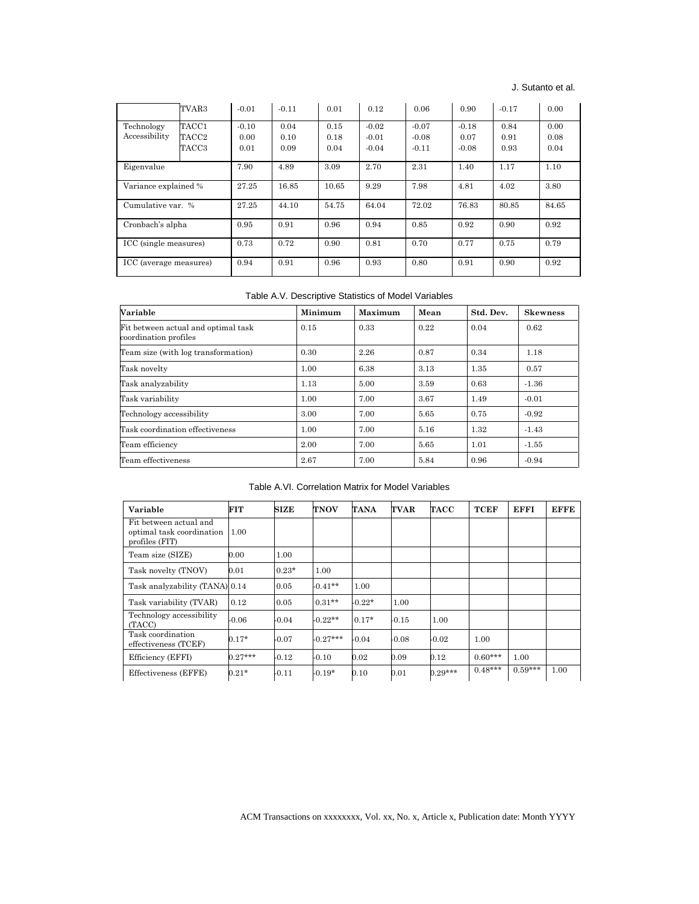| | | | | | | | | | |
|---|---|---|---|---|---|---|---|---|---|
| | TVAR3 | -0.01 | -0.11 | 0.01 | 0.12 | 0.06 | 0.90 | -0.17 | 0.00 |
| Technology Accessibility | TACC1 | -0.10 | 0.04 | 0.15 | -0.02 | -0.07 | -0.18 | 0.84 | 0.00 |
| | TACC2 | 0.00 | 0.10 | 0.18 | -0.01 | -0.08 | 0.07 | 0.91 | 0.08 |
| | TACC3 | 0.01 | 0.09 | 0.04 | -0.04 | -0.11 | -0.08 | 0.93 | 0.04 |
| Eigenvalue | | 7.90 | 4.89 | 3.09 | 2.70 | 2.31 | 1.40 | 1.17 | 1.10 |
| Variance explained % | | 27.25 | 16.85 | 10.65 | 9.29 | 7.98 | 4.81 | 4.02 | 3.80 |
| Cumulative var. % | | 27.25 | 44.10 | 54.75 | 64.04 | 72.02 | 76.83 | 80.85 | 84.65 |
| Cronbach's alpha | | 0.95 | 0.91 | 0.96 | 0.94 | 0.85 | 0.92 | 0.90 | 0.92 |
| ICC (single measures) | | 0.73 | 0.72 | 0.90 | 0.81 | 0.70 | 0.77 | 0.75 | 0.79 |
| ICC (average measures) | | 0.94 | 0.91 | 0.96 | 0.93 | 0.80 | 0.91 | 0.90 | 0.92 |

Table A.V. Descriptive Statistics of Model Variables

| Variable | Minimum | Maximum | Mean | Std. Dev. | Skewness |
|---|---|---|---|---|---|
| Fit between actual and optimal task coordination profiles | 0.15 | 0.33 | 0.22 | 0.04 | 0.62 |
| Team size (with log transformation) | 0.30 | 2.26 | 0.87 | 0.34 | 1.18 |
| Task novelty | 1.00 | 6.38 | 3.13 | 1.35 | 0.57 |
| Task analyzability | 1.13 | 5.00 | 3.59 | 0.63 | -1.36 |
| Task variability | 1.00 | 7.00 | 3.67 | 1.49 | -0.01 |
| Technology accessibility | 3.00 | 7.00 | 5.65 | 0.75 | -0.92 |
| Task coordination effectiveness | 1.00 | 7.00 | 5.16 | 1.32 | -1.43 |
| Team efficiency | 2.00 | 7.00 | 5.65 | 1.01 | -1.55 |
| Team effectiveness | 2.67 | 7.00 | 5.84 | 0.96 | -0.94 |

Table A.VI. Correlation Matrix for Model Variables

| Variable | FIT | SIZE | TNOV | TANA | TVAR | TACC | TCEF | EFFI | EFFE |
|---|---|---|---|---|---|---|---|---|---|
| Fit between actual and optimal task coordination profiles (FIT) | 1.00 | | | | | | | | |
| Team size (SIZE) | 0.00 | 1.00 | | | | | | | |
| Task novelty (TNOV) | 0.01 | 0.23* | 1.00 | | | | | | |
| Task analyzability (TANA) | 0.14 | 0.05 | -0.41** | 1.00 | | | | | |
| Task variability (TVAR) | 0.12 | 0.05 | 0.31** | -0.22* | 1.00 | | | | |
| Technology accessibility (TACC) | -0.06 | -0.04 | -0.22** | 0.17* | -0.15 | 1.00 | | | |
| Task coordination effectiveness (TCEF) | 0.17* | -0.07 | -0.27*** | -0.04 | -0.08 | -0.02 | 1.00 | | |
| Efficiency (EFFI) | 0.27*** | -0.12 | -0.10 | 0.02 | 0.09 | 0.12 | 0.60*** | 1.00 | |
| Effectiveness (EFFE) | 0.21* | -0.11 | -0.19* | 0.10 | 0.01 | 0.29*** | 0.48*** | 0.59*** | 1.00 |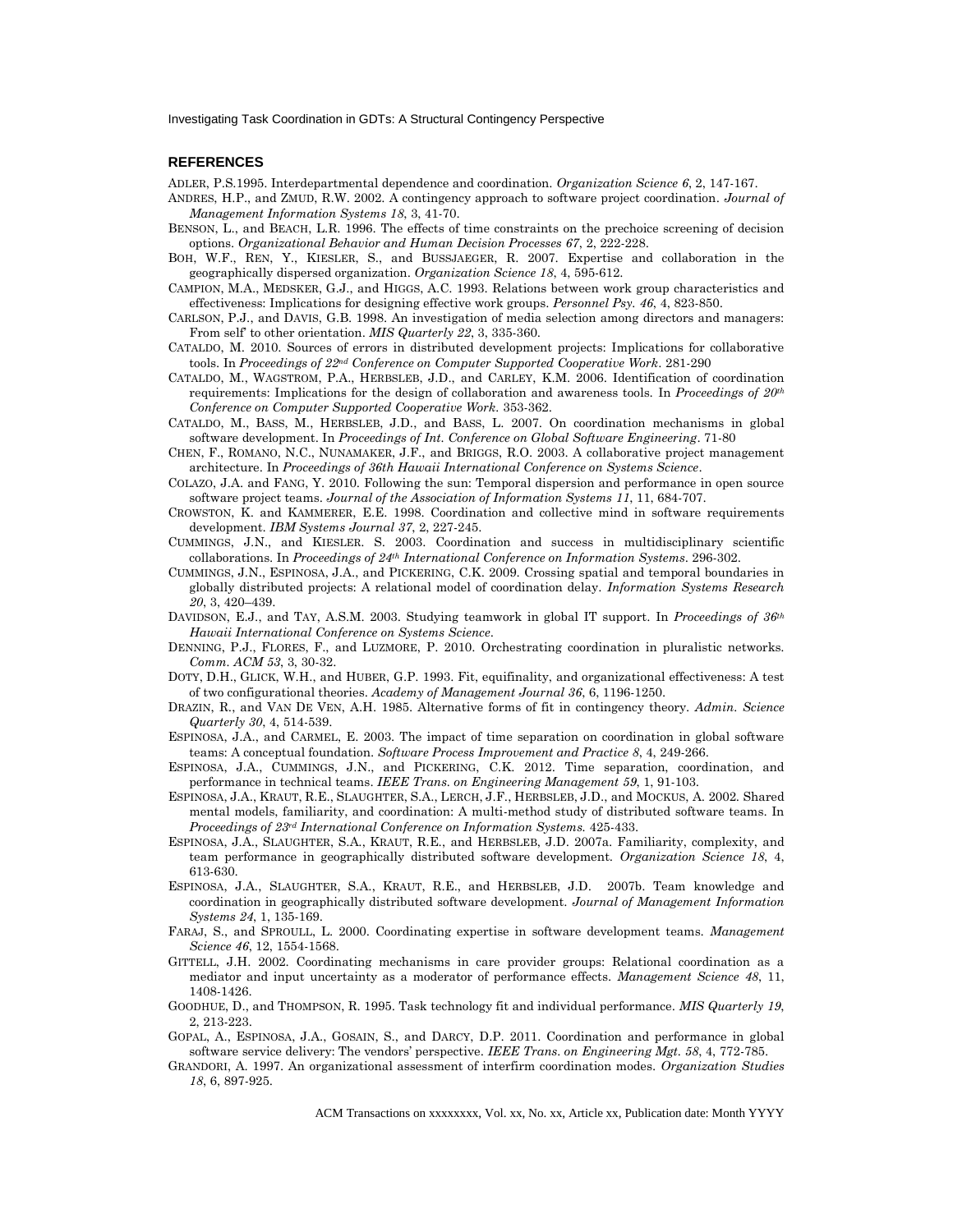## REFERENCES

ADLER, P.S.1995. Interdepartmental dependence and coordination. *Organization Science 6*, 2, 147-167.

ANDRES, H.P., and ZMUD, R.W. 2002. A contingency approach to software project coordination. *Journal of Management Information Systems 18*, 3, 41-70.

BENSON, L., and BEACH, L.R. 1996. The effects of time constraints on the prechoice screening of decision options. *Organizational Behavior and Human Decision Processes 67*, 2, 222-228.

BOH, W.F., REN, Y., KIESLER, S., and BUSSJAEGER, R. 2007. Expertise and collaboration in the geographically dispersed organization. *Organization Science 18*, 4, 595-612.

CAMPION, M.A., MEDSKER, G.J., and HIGGS, A.C. 1993. Relations between work group characteristics and effectiveness: Implications for designing effective work groups. *Personnel Psy. 46*, 4, 823-850.

CARLSON, P.J., and DAVIS, G.B. 1998. An investigation of media selection among directors and managers: From self' to other orientation. *MIS Quarterly 22*, 3, 335-360.

CATALDO, M. 2010. Sources of errors in distributed development projects: Implications for collaborative tools. In *Proceedings of 22nd Conference on Computer Supported Cooperative Work*. 281-290

CATALDO, M., WAGSTROM, P.A., HERBSLEB, J.D., and CARLEY, K.M. 2006. Identification of coordination requirements: Implications for the design of collaboration and awareness tools. In *Proceedings of 20th Conference on Computer Supported Cooperative Work.* 353-362.

CATALDO, M., BASS, M., HERBSLEB, J.D., and BASS, L. 2007. On coordination mechanisms in global software development. In *Proceedings of Int. Conference on Global Software Engineering*. 71-80

CHEN, F., ROMANO, N.C., NUNAMAKER, J.F., and BRIGGS, R.O. 2003. A collaborative project management architecture. In *Proceedings of 36th Hawaii International Conference on Systems Science*.

COLAZO, J.A. and FANG, Y. 2010. Following the sun: Temporal dispersion and performance in open source software project teams. *Journal of the Association of Information Systems 11*, 11, 684-707.

CROWSTON, K. and KAMMERER, E.E. 1998. Coordination and collective mind in software requirements development. *IBM Systems Journal 37*, 2, 227-245.

CUMMINGS, J.N., and KIESLER. S. 2003. Coordination and success in multidisciplinary scientific collaborations. In *Proceedings of 24th International Conference on Information Systems*. 296-302.

CUMMINGS, J.N., ESPINOSA, J.A., and PICKERING, C.K. 2009. Crossing spatial and temporal boundaries in globally distributed projects: A relational model of coordination delay. *Information Systems Research 20*, 3, 420–439.

DAVIDSON, E.J., and TAY, A.S.M. 2003. Studying teamwork in global IT support. In *Proceedings of 36th Hawaii International Conference on Systems Science*.

DENNING, P.J., FLORES, F., and LUZMORE, P. 2010. Orchestrating coordination in pluralistic networks. *Comm. ACM 53*, 3, 30-32.

DOTY, D.H., GLICK, W.H., and HUBER, G.P. 1993. Fit, equifinality, and organizational effectiveness: A test of two configurational theories. *Academy of Management Journal 36*, 6, 1196-1250.

DRAZIN, R., and VAN DE VEN, A.H. 1985. Alternative forms of fit in contingency theory. *Admin. Science Quarterly 30*, 4, 514-539.

ESPINOSA, J.A., and CARMEL, E. 2003. The impact of time separation on coordination in global software teams: A conceptual foundation. *Software Process Improvement and Practice 8*, 4, 249-266.

ESPINOSA, J.A., CUMMINGS, J.N., and PICKERING, C.K. 2012. Time separation, coordination, and performance in technical teams. *IEEE Trans. on Engineering Management 59*, 1, 91-103.

ESPINOSA, J.A., KRAUT, R.E., SLAUGHTER, S.A., LERCH, J.F., HERBSLEB, J.D., and MOCKUS, A. 2002. Shared mental models, familiarity, and coordination: A multi-method study of distributed software teams. In *Proceedings of 23rd International Conference on Information Systems.* 425-433.

ESPINOSA, J.A., SLAUGHTER, S.A., KRAUT, R.E., and HERBSLEB, J.D. 2007a. Familiarity, complexity, and team performance in geographically distributed software development. *Organization Science 18*, 4, 613-630.

ESPINOSA, J.A., SLAUGHTER, S.A., KRAUT, R.E., and HERBSLEB, J.D. 2007b. Team knowledge and coordination in geographically distributed software development. *Journal of Management Information Systems 24*, 1, 135-169.

FARAJ, S., and SPROULL, L. 2000. Coordinating expertise in software development teams. *Management Science 46*, 12, 1554-1568.

GITTELL, J.H. 2002. Coordinating mechanisms in care provider groups: Relational coordination as a mediator and input uncertainty as a moderator of performance effects. *Management Science 48*, 11, 1408-1426.

GOODHUE, D., and THOMPSON, R. 1995. Task technology fit and individual performance. *MIS Quarterly 19*, 2, 213-223.

GOPAL, A., ESPINOSA, J.A., GOSAIN, S., and DARCY, D.P. 2011. Coordination and performance in global software service delivery: The vendors' perspective. *IEEE Trans. on Engineering Mgt. 58*, 4, 772-785.

GRANDORI, A. 1997. An organizational assessment of interfirm coordination modes. *Organization Studies 18*, 6, 897-925.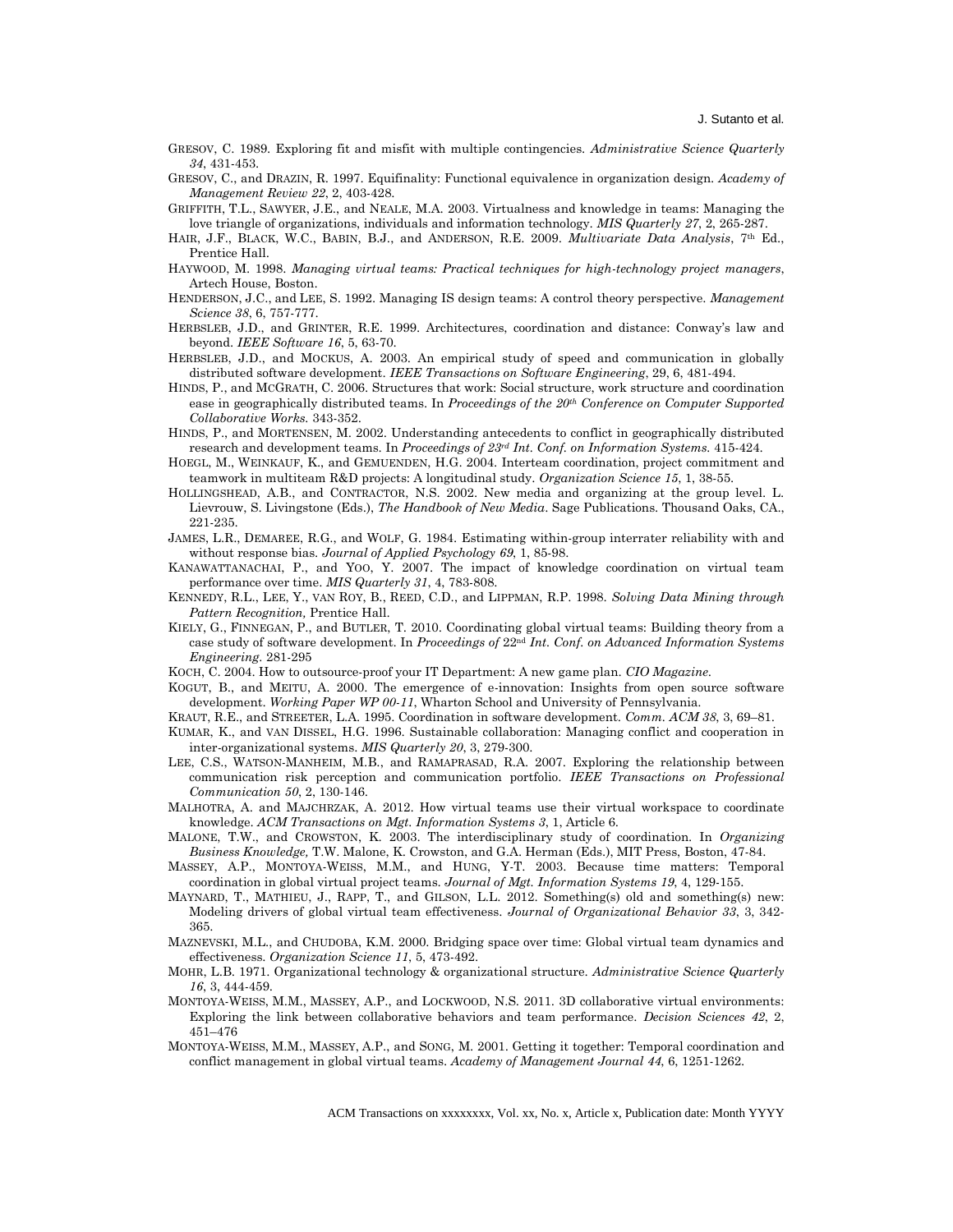GRESOV, C. 1989. Exploring fit and misfit with multiple contingencies. *Administrative Science Quarterly 34*, 431-453.

GRESOV, C., and DRAZIN, R. 1997. Equifinality: Functional equivalence in organization design. *Academy of Management Review 22*, 2, 403-428.

GRIFFITH, T.L., SAWYER, J.E., and NEALE, M.A. 2003. Virtualness and knowledge in teams: Managing the love triangle of organizations, individuals and information technology. *MIS Quarterly 27*, 2, 265-287.

HAIR, J.F., BLACK, W.C., BABIN, B.J., and ANDERSON, R.E. 2009. *Multivariate Data Analysis*, 7th Ed., Prentice Hall.

HAYWOOD, M. 1998. *Managing virtual teams: Practical techniques for high-technology project managers*, Artech House, Boston.

HENDERSON, J.C., and LEE, S. 1992. Managing IS design teams: A control theory perspective. *Management Science 38*, 6, 757-777.

HERBSLEB, J.D., and GRINTER, R.E. 1999. Architectures, coordination and distance: Conway's law and beyond. *IEEE Software 16*, 5, 63-70.

HERBSLEB, J.D., and MOCKUS, A. 2003. An empirical study of speed and communication in globally distributed software development. *IEEE Transactions on Software Engineering*, 29, 6, 481-494.

HINDS, P., and MCGRATH, C. 2006. Structures that work: Social structure, work structure and coordination ease in geographically distributed teams. In *Proceedings of the 20th Conference on Computer Supported Collaborative Works.* 343-352.

HINDS, P., and MORTENSEN, M. 2002. Understanding antecedents to conflict in geographically distributed research and development teams. In *Proceedings of 23rd Int. Conf. on Information Systems.* 415-424.

HOEGL, M., WEINKAUF, K., and GEMUENDEN, H.G. 2004. Interteam coordination, project commitment and teamwork in multiteam R&D projects: A longitudinal study. *Organization Science 15*, 1, 38-55.

HOLLINGSHEAD, A.B., and CONTRACTOR, N.S. 2002. New media and organizing at the group level. L. Lievrouw, S. Livingstone (Eds.), *The Handbook of New Media*. Sage Publications. Thousand Oaks, CA., 221-235.

JAMES, L.R., DEMAREE, R.G., and WOLF, G. 1984. Estimating within-group interrater reliability with and without response bias. *Journal of Applied Psychology 69*, 1, 85-98.

KANAWATTANACHAI, P., and YOO, Y. 2007. The impact of knowledge coordination on virtual team performance over time. *MIS Quarterly 31*, 4, 783-808.

KENNEDY, R.L., LEE, Y., VAN ROY, B., REED, C.D., and LIPPMAN, R.P. 1998. *Solving Data Mining through Pattern Recognition,* Prentice Hall.

KIELY, G., FINNEGAN, P., and BUTLER, T. 2010. Coordinating global virtual teams: Building theory from a case study of software development. In *Proceedings of* 22nd *Int. Conf. on Advanced Information Systems Engineering.* 281-295

KOCH, C. 2004. How to outsource-proof your IT Department: A new game plan. *CIO Magazine*.

KOGUT, B., and MEITU, A. 2000. The emergence of e-innovation: Insights from open source software development. *Working Paper WP 00-11*, Wharton School and University of Pennsylvania.

KRAUT, R.E., and STREETER, L.A. 1995. Coordination in software development. *Comm. ACM 38*, 3, 69–81.

KUMAR, K., and VAN DISSEL, H.G. 1996. Sustainable collaboration: Managing conflict and cooperation in inter-organizational systems. *MIS Quarterly 20*, 3, 279-300.

LEE, C.S., WATSON-MANHEIM, M.B., and RAMAPRASAD, R.A. 2007. Exploring the relationship between communication risk perception and communication portfolio. *IEEE Transactions on Professional Communication 50*, 2, 130-146.

MALHOTRA, A. and MAJCHRZAK, A. 2012. How virtual teams use their virtual workspace to coordinate knowledge. *ACM Transactions on Mgt. Information Systems 3*, 1, Article 6.

MALONE, T.W., and CROWSTON, K. 2003. The interdisciplinary study of coordination. In *Organizing Business Knowledge,* T.W. Malone, K. Crowston, and G.A. Herman (Eds.), MIT Press, Boston, 47-84.

MASSEY, A.P., MONTOYA-WEISS, M.M., and HUNG, Y-T. 2003. Because time matters: Temporal coordination in global virtual project teams. *Journal of Mgt. Information Systems 19*, 4, 129-155.

MAYNARD, T., MATHIEU, J., RAPP, T., and GILSON, L.L. 2012. Something(s) old and something(s) new: Modeling drivers of global virtual team effectiveness. *Journal of Organizational Behavior 33*, 3, 342-365.

MAZNEVSKI, M.L., and CHUDOBA, K.M. 2000. Bridging space over time: Global virtual team dynamics and effectiveness. *Organization Science 11*, 5, 473-492.

MOHR, L.B. 1971. Organizational technology & organizational structure. *Administrative Science Quarterly 16*, 3, 444-459.

MONTOYA-WEISS, M.M., MASSEY, A.P., and LOCKWOOD, N.S. 2011. 3D collaborative virtual environments: Exploring the link between collaborative behaviors and team performance. *Decision Sciences 42*, 2, 451–476

MONTOYA-WEISS, M.M., MASSEY, A.P., and SONG, M. 2001. Getting it together: Temporal coordination and conflict management in global virtual teams. *Academy of Management Journal 44*, 6, 1251-1262.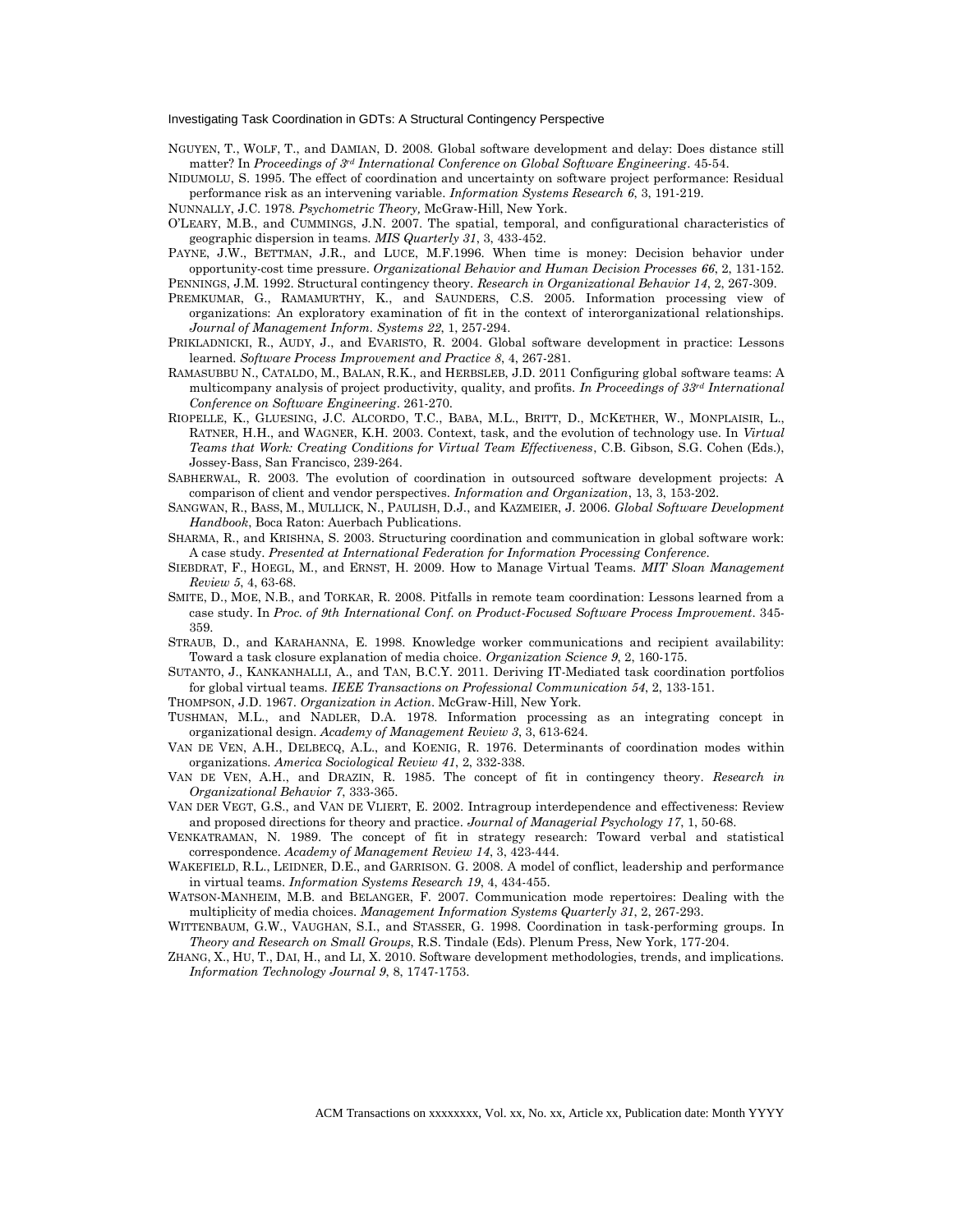NGUYEN, T., WOLF, T., and DAMIAN, D. 2008. Global software development and delay: Does distance still matter? In *Proceedings of 3rd International Conference on Global Software Engineering*. 45-54.

NIDUMOLU, S. 1995. The effect of coordination and uncertainty on software project performance: Residual performance risk as an intervening variable. *Information Systems Research 6*, 3, 191-219.

NUNNALLY, J.C. 1978. *Psychometric Theory,* McGraw-Hill, New York.

O'LEARY, M.B., and CUMMINGS, J.N. 2007. The spatial, temporal, and configurational characteristics of geographic dispersion in teams. *MIS Quarterly 31*, 3, 433-452.

PAYNE, J.W., BETTMAN, J.R., and LUCE, M.F.1996. When time is money: Decision behavior under opportunity-cost time pressure. *Organizational Behavior and Human Decision Processes 66*, 2, 131-152.

PENNINGS, J.M. 1992. Structural contingency theory. *Research in Organizational Behavior 14*, 2, 267-309.

PREMKUMAR, G., RAMAMURTHY, K., and SAUNDERS, C.S. 2005. Information processing view of organizations: An exploratory examination of fit in the context of interorganizational relationships. *Journal of Management Inform. Systems 22*, 1, 257-294.

PRIKLADNICKI, R., AUDY, J., and EVARISTO, R. 2004. Global software development in practice: Lessons learned. *Software Process Improvement and Practice 8*, 4, 267-281.

RAMASUBBU N., CATALDO, M., BALAN, R.K., and HERBSLEB, J.D. 2011 Configuring global software teams: A multicompany analysis of project productivity, quality, and profits. *In Proceedings of 33rd International Conference on Software Engineering*. 261-270.

RIOPELLE, K., GLUESING, J.C. ALCORDO, T.C., BABA, M.L., BRITT, D., MCKETHER, W., MONPLAISIR, L., RATNER, H.H., and WAGNER, K.H. 2003. Context, task, and the evolution of technology use. In *Virtual Teams that Work: Creating Conditions for Virtual Team Effectiveness*, C.B. Gibson, S.G. Cohen (Eds.), Jossey-Bass, San Francisco, 239-264.

SABHERWAL, R. 2003. The evolution of coordination in outsourced software development projects: A comparison of client and vendor perspectives. *Information and Organization*, 13, 3, 153-202.

SANGWAN, R., BASS, M., MULLICK, N., PAULISH, D.J., and KAZMEIER, J. 2006. *Global Software Development Handbook*, Boca Raton: Auerbach Publications.

SHARMA, R., and KRISHNA, S. 2003. Structuring coordination and communication in global software work: A case study. *Presented at International Federation for Information Processing Conference.*

SIEBDRAT, F., HOEGL, M., and ERNST, H. 2009. How to Manage Virtual Teams. *MIT Sloan Management Review 5*, 4, 63-68.

SMITE, D., MOE, N.B., and TORKAR, R. 2008. Pitfalls in remote team coordination: Lessons learned from a case study. In *Proc. of 9th International Conf. on Product-Focused Software Process Improvement*. 345-359.

STRAUB, D., and KARAHANNA, E. 1998. Knowledge worker communications and recipient availability: Toward a task closure explanation of media choice. *Organization Science 9*, 2, 160-175.

SUTANTO, J., KANKANHALLI, A., and TAN, B.C.Y. 2011. Deriving IT-Mediated task coordination portfolios for global virtual teams. *IEEE Transactions on Professional Communication 54*, 2, 133-151.

THOMPSON, J.D. 1967. *Organization in Action*. McGraw-Hill, New York.

TUSHMAN, M.L., and NADLER, D.A. 1978. Information processing as an integrating concept in organizational design. *Academy of Management Review 3*, 3, 613-624.

VAN DE VEN, A.H., DELBECQ, A.L., and KOENIG, R. 1976. Determinants of coordination modes within organizations. *America Sociological Review 41*, 2, 332-338.

VAN DE VEN, A.H., and DRAZIN, R. 1985. The concept of fit in contingency theory. *Research in Organizational Behavior 7*, 333-365.

VAN DER VEGT, G.S., and VAN DE VLIERT, E. 2002. Intragroup interdependence and effectiveness: Review and proposed directions for theory and practice. *Journal of Managerial Psychology 17*, 1, 50-68.

VENKATRAMAN, N. 1989. The concept of fit in strategy research: Toward verbal and statistical correspondence. *Academy of Management Review 14*, 3, 423-444.

WAKEFIELD, R.L., LEIDNER, D.E., and GARRISON. G. 2008. A model of conflict, leadership and performance in virtual teams. *Information Systems Research 19*, 4, 434-455.

WATSON-MANHEIM, M.B. and BELANGER, F. 2007. Communication mode repertoires: Dealing with the multiplicity of media choices. *Management Information Systems Quarterly 31*, 2, 267-293.

WITTENBAUM, G.W., VAUGHAN, S.I., and STASSER, G. 1998. Coordination in task-performing groups. In *Theory and Research on Small Groups*, R.S. Tindale (Eds). Plenum Press, New York, 177-204.

ZHANG, X., HU, T., DAI, H., and LI, X. 2010. Software development methodologies, trends, and implications. *Information Technology Journal 9*, 8, 1747-1753.